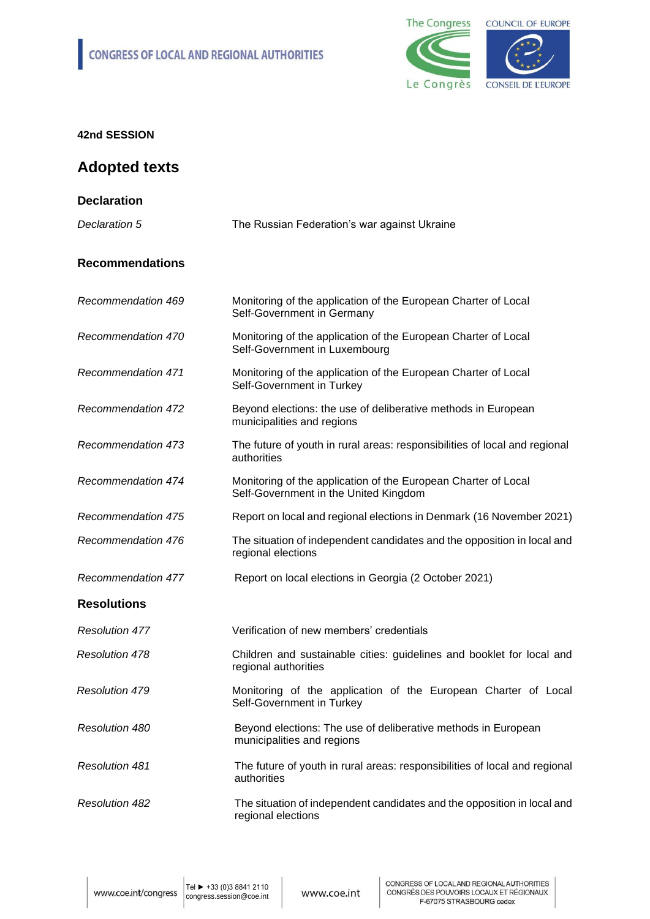CONGRESS OF LOCAL AND REGIONAL AUTHORITIES

**42nd SESSION**

# Adopted texts

## Declaration

| | |
|---|---|
| *Declaration 5* | The Russian Federation's war against Ukraine |

## Recommendations

| | |
|---|---|
| *Recommendation 469* | Monitoring of the application of the European Charter of Local Self-Government in Germany |
| *Recommendation 470* | Monitoring of the application of the European Charter of Local Self-Government in Luxembourg |
| *Recommendation 471* | Monitoring of the application of the European Charter of Local Self-Government in Turkey |
| *Recommendation 472* | Beyond elections: the use of deliberative methods in European municipalities and regions |
| *Recommendation 473* | The future of youth in rural areas: responsibilities of local and regional authorities |
| *Recommendation 474* | Monitoring of the application of the European Charter of Local Self-Government in the United Kingdom |
| *Recommendation 475* | Report on local and regional elections in Denmark (16 November 2021) |
| *Recommendation 476* | The situation of independent candidates and the opposition in local and regional elections |
| *Recommendation 477* | Report on local elections in Georgia (2 October 2021) |

## Resolutions

| | |
|---|---|
| *Resolution 477* | Verification of new members' credentials |
| *Resolution 478* | Children and sustainable cities: guidelines and booklet for local and regional authorities |
| *Resolution 479* | Monitoring of the application of the European Charter of Local Self-Government in Turkey |
| *Resolution 480* | Beyond elections: The use of deliberative methods in European municipalities and regions |
| *Resolution 481* | The future of youth in rural areas: responsibilities of local and regional authorities |
| *Resolution 482* | The situation of independent candidates and the opposition in local and regional elections |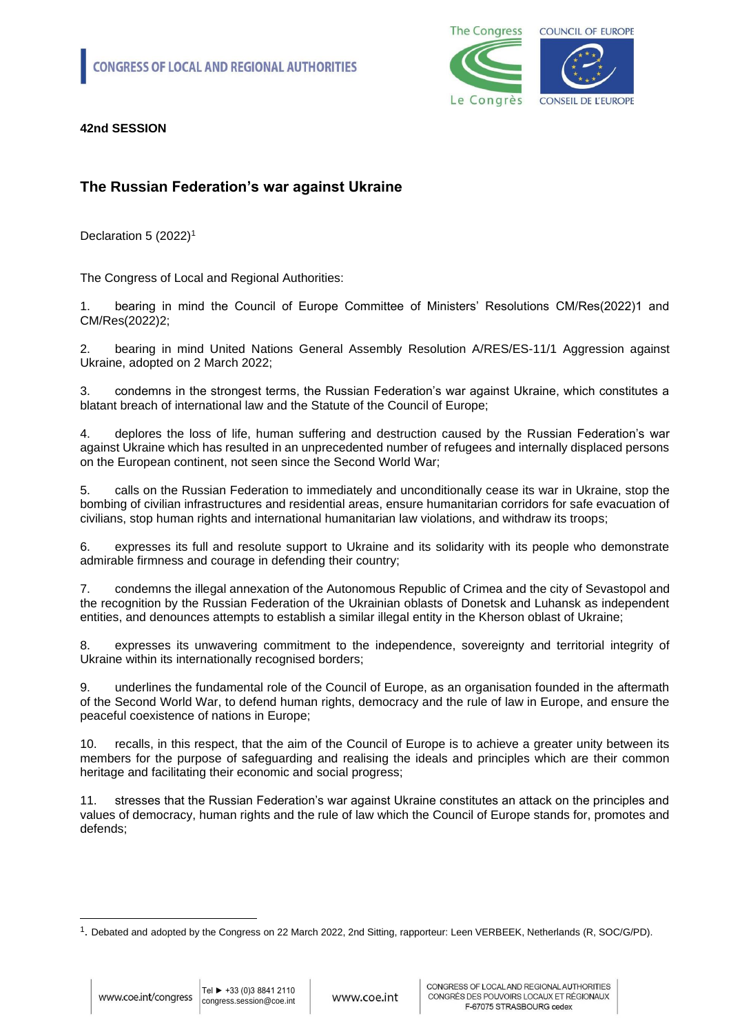**42nd SESSION**

## The Russian Federation's war against Ukraine

Declaration 5 (2022)[1]

The Congress of Local and Regional Authorities:

1. bearing in mind the Council of Europe Committee of Ministers' Resolutions CM/Res(2022)1 and CM/Res(2022)2;

2. bearing in mind United Nations General Assembly Resolution A/RES/ES-11/1 Aggression against Ukraine, adopted on 2 March 2022;

3. condemns in the strongest terms, the Russian Federation's war against Ukraine, which constitutes a blatant breach of international law and the Statute of the Council of Europe;

4. deplores the loss of life, human suffering and destruction caused by the Russian Federation's war against Ukraine which has resulted in an unprecedented number of refugees and internally displaced persons on the European continent, not seen since the Second World War;

5. calls on the Russian Federation to immediately and unconditionally cease its war in Ukraine, stop the bombing of civilian infrastructures and residential areas, ensure humanitarian corridors for safe evacuation of civilians, stop human rights and international humanitarian law violations, and withdraw its troops;

6. expresses its full and resolute support to Ukraine and its solidarity with its people who demonstrate admirable firmness and courage in defending their country;

7. condemns the illegal annexation of the Autonomous Republic of Crimea and the city of Sevastopol and the recognition by the Russian Federation of the Ukrainian oblasts of Donetsk and Luhansk as independent entities, and denounces attempts to establish a similar illegal entity in the Kherson oblast of Ukraine;

8. expresses its unwavering commitment to the independence, sovereignty and territorial integrity of Ukraine within its internationally recognised borders;

9. underlines the fundamental role of the Council of Europe, as an organisation founded in the aftermath of the Second World War, to defend human rights, democracy and the rule of law in Europe, and ensure the peaceful coexistence of nations in Europe;

10. recalls, in this respect, that the aim of the Council of Europe is to achieve a greater unity between its members for the purpose of safeguarding and realising the ideals and principles which are their common heritage and facilitating their economic and social progress;

11. stresses that the Russian Federation's war against Ukraine constitutes an attack on the principles and values of democracy, human rights and the rule of law which the Council of Europe stands for, promotes and defends;

[1]. Debated and adopted by the Congress on 22 March 2022, 2nd Sitting, rapporteur: Leen VERBEEK, Netherlands (R, SOC/G/PD).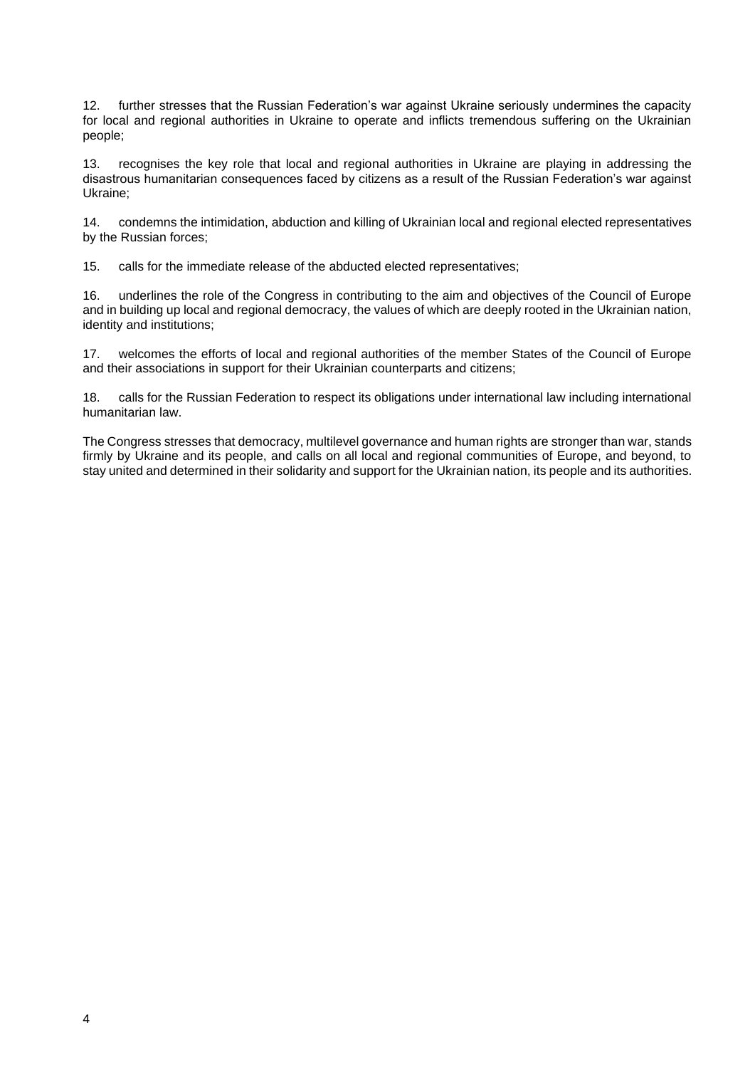12. further stresses that the Russian Federation's war against Ukraine seriously undermines the capacity for local and regional authorities in Ukraine to operate and inflicts tremendous suffering on the Ukrainian people;

13. recognises the key role that local and regional authorities in Ukraine are playing in addressing the disastrous humanitarian consequences faced by citizens as a result of the Russian Federation's war against Ukraine;

14. condemns the intimidation, abduction and killing of Ukrainian local and regional elected representatives by the Russian forces;

15. calls for the immediate release of the abducted elected representatives;

16. underlines the role of the Congress in contributing to the aim and objectives of the Council of Europe and in building up local and regional democracy, the values of which are deeply rooted in the Ukrainian nation, identity and institutions;

17. welcomes the efforts of local and regional authorities of the member States of the Council of Europe and their associations in support for their Ukrainian counterparts and citizens;

18. calls for the Russian Federation to respect its obligations under international law including international humanitarian law.

The Congress stresses that democracy, multilevel governance and human rights are stronger than war, stands firmly by Ukraine and its people, and calls on all local and regional communities of Europe, and beyond, to stay united and determined in their solidarity and support for the Ukrainian nation, its people and its authorities.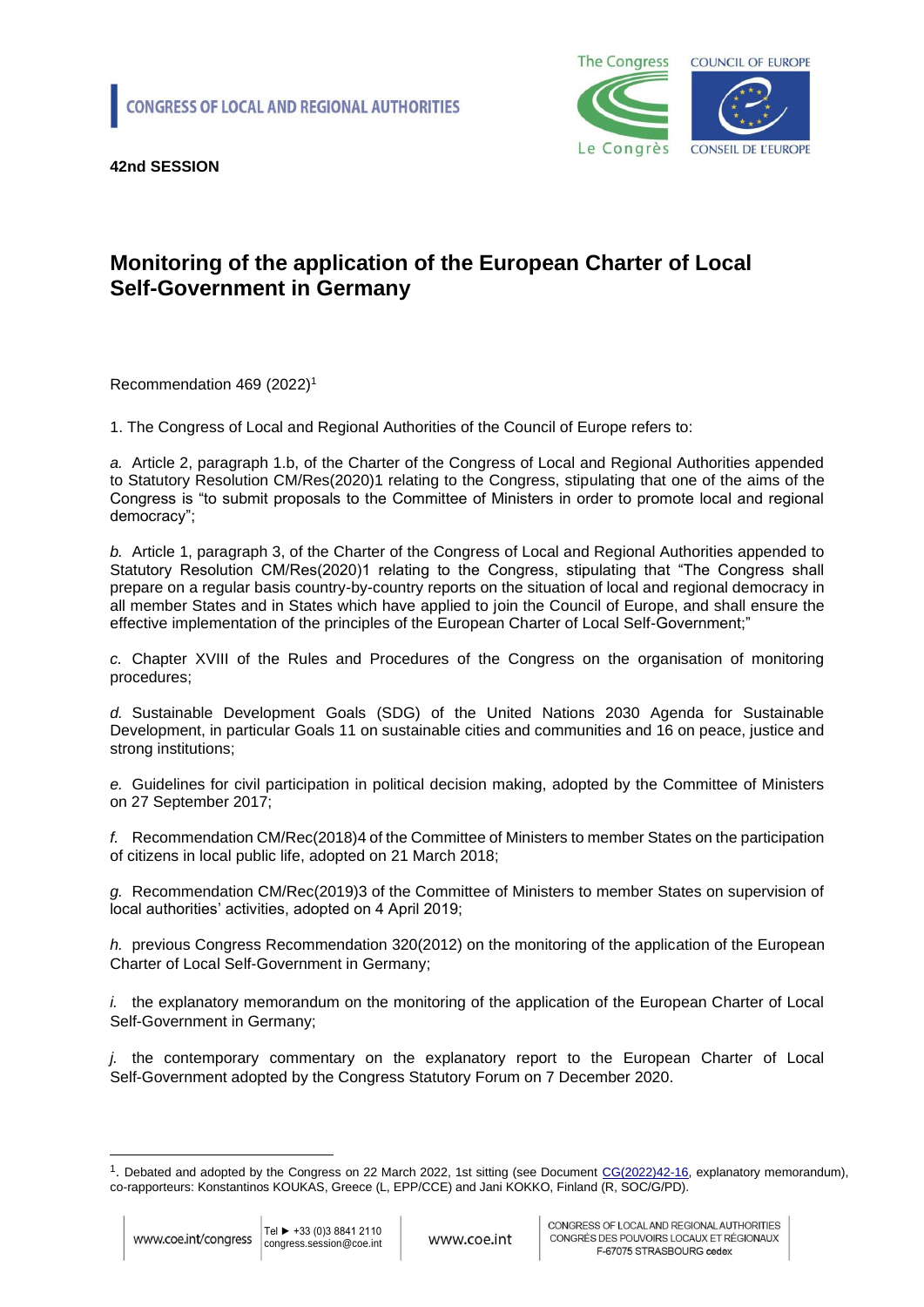CONGRESS OF LOCAL AND REGIONAL AUTHORITIES

**42nd SESSION**

# Monitoring of the application of the European Charter of Local Self-Government in Germany

Recommendation 469 (2022)[1]

1. The Congress of Local and Regional Authorities of the Council of Europe refers to:

*a.* Article 2, paragraph 1.b, of the Charter of the Congress of Local and Regional Authorities appended to Statutory Resolution CM/Res(2020)1 relating to the Congress, stipulating that one of the aims of the Congress is "to submit proposals to the Committee of Ministers in order to promote local and regional democracy";

*b.* Article 1, paragraph 3, of the Charter of the Congress of Local and Regional Authorities appended to Statutory Resolution CM/Res(2020)1 relating to the Congress, stipulating that "The Congress shall prepare on a regular basis country-by-country reports on the situation of local and regional democracy in all member States and in States which have applied to join the Council of Europe, and shall ensure the effective implementation of the principles of the European Charter of Local Self-Government;"

*c.* Chapter XVIII of the Rules and Procedures of the Congress on the organisation of monitoring procedures;

*d.* Sustainable Development Goals (SDG) of the United Nations 2030 Agenda for Sustainable Development, in particular Goals 11 on sustainable cities and communities and 16 on peace, justice and strong institutions;

*e.* Guidelines for civil participation in political decision making, adopted by the Committee of Ministers on 27 September 2017;

*f.* Recommendation CM/Rec(2018)4 of the Committee of Ministers to member States on the participation of citizens in local public life, adopted on 21 March 2018;

*g.* Recommendation CM/Rec(2019)3 of the Committee of Ministers to member States on supervision of local authorities' activities, adopted on 4 April 2019;

*h.* previous Congress Recommendation 320(2012) on the monitoring of the application of the European Charter of Local Self-Government in Germany;

*i.* the explanatory memorandum on the monitoring of the application of the European Charter of Local Self-Government in Germany;

*j.* the contemporary commentary on the explanatory report to the European Charter of Local Self-Government adopted by the Congress Statutory Forum on 7 December 2020.

---

[1]. Debated and adopted by the Congress on 22 March 2022, 1st sitting (see Document CG(2022)42-16, explanatory memorandum), co-rapporteurs: Konstantinos KOUKAS, Greece (L, EPP/CCE) and Jani KOKKO, Finland (R, SOC/G/PD).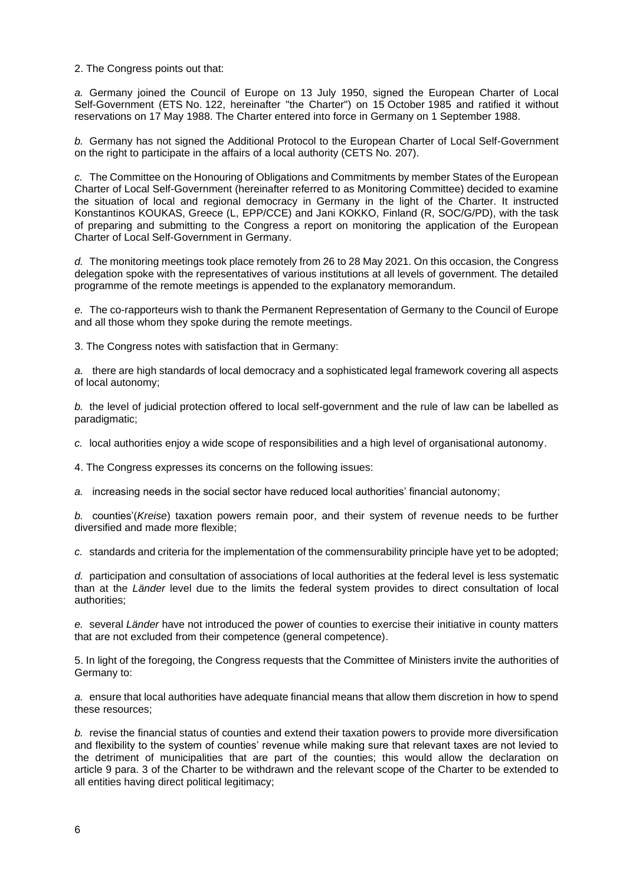2. The Congress points out that:

*a.* Germany joined the Council of Europe on 13 July 1950, signed the European Charter of Local Self-Government (ETS No. 122, hereinafter "the Charter") on 15 October 1985 and ratified it without reservations on 17 May 1988. The Charter entered into force in Germany on 1 September 1988.

*b.* Germany has not signed the Additional Protocol to the European Charter of Local Self-Government on the right to participate in the affairs of a local authority (CETS No. 207).

*c.* The Committee on the Honouring of Obligations and Commitments by member States of the European Charter of Local Self-Government (hereinafter referred to as Monitoring Committee) decided to examine the situation of local and regional democracy in Germany in the light of the Charter. It instructed Konstantinos KOUKAS, Greece (L, EPP/CCE) and Jani KOKKO, Finland (R, SOC/G/PD), with the task of preparing and submitting to the Congress a report on monitoring the application of the European Charter of Local Self-Government in Germany.

*d.* The monitoring meetings took place remotely from 26 to 28 May 2021. On this occasion, the Congress delegation spoke with the representatives of various institutions at all levels of government. The detailed programme of the remote meetings is appended to the explanatory memorandum.

*e.* The co-rapporteurs wish to thank the Permanent Representation of Germany to the Council of Europe and all those whom they spoke during the remote meetings.

3. The Congress notes with satisfaction that in Germany:

*a.* there are high standards of local democracy and a sophisticated legal framework covering all aspects of local autonomy;

*b.* the level of judicial protection offered to local self-government and the rule of law can be labelled as paradigmatic;

*c.* local authorities enjoy a wide scope of responsibilities and a high level of organisational autonomy.

4. The Congress expresses its concerns on the following issues:

*a.* increasing needs in the social sector have reduced local authorities' financial autonomy;

*b.* counties'(*Kreise*) taxation powers remain poor, and their system of revenue needs to be further diversified and made more flexible;

*c.* standards and criteria for the implementation of the commensurability principle have yet to be adopted;

*d.* participation and consultation of associations of local authorities at the federal level is less systematic than at the *Länder* level due to the limits the federal system provides to direct consultation of local authorities;

*e.* several *Länder* have not introduced the power of counties to exercise their initiative in county matters that are not excluded from their competence (general competence).

5. In light of the foregoing, the Congress requests that the Committee of Ministers invite the authorities of Germany to:

*a.* ensure that local authorities have adequate financial means that allow them discretion in how to spend these resources;

*b.* revise the financial status of counties and extend their taxation powers to provide more diversification and flexibility to the system of counties' revenue while making sure that relevant taxes are not levied to the detriment of municipalities that are part of the counties; this would allow the declaration on article 9 para. 3 of the Charter to be withdrawn and the relevant scope of the Charter to be extended to all entities having direct political legitimacy;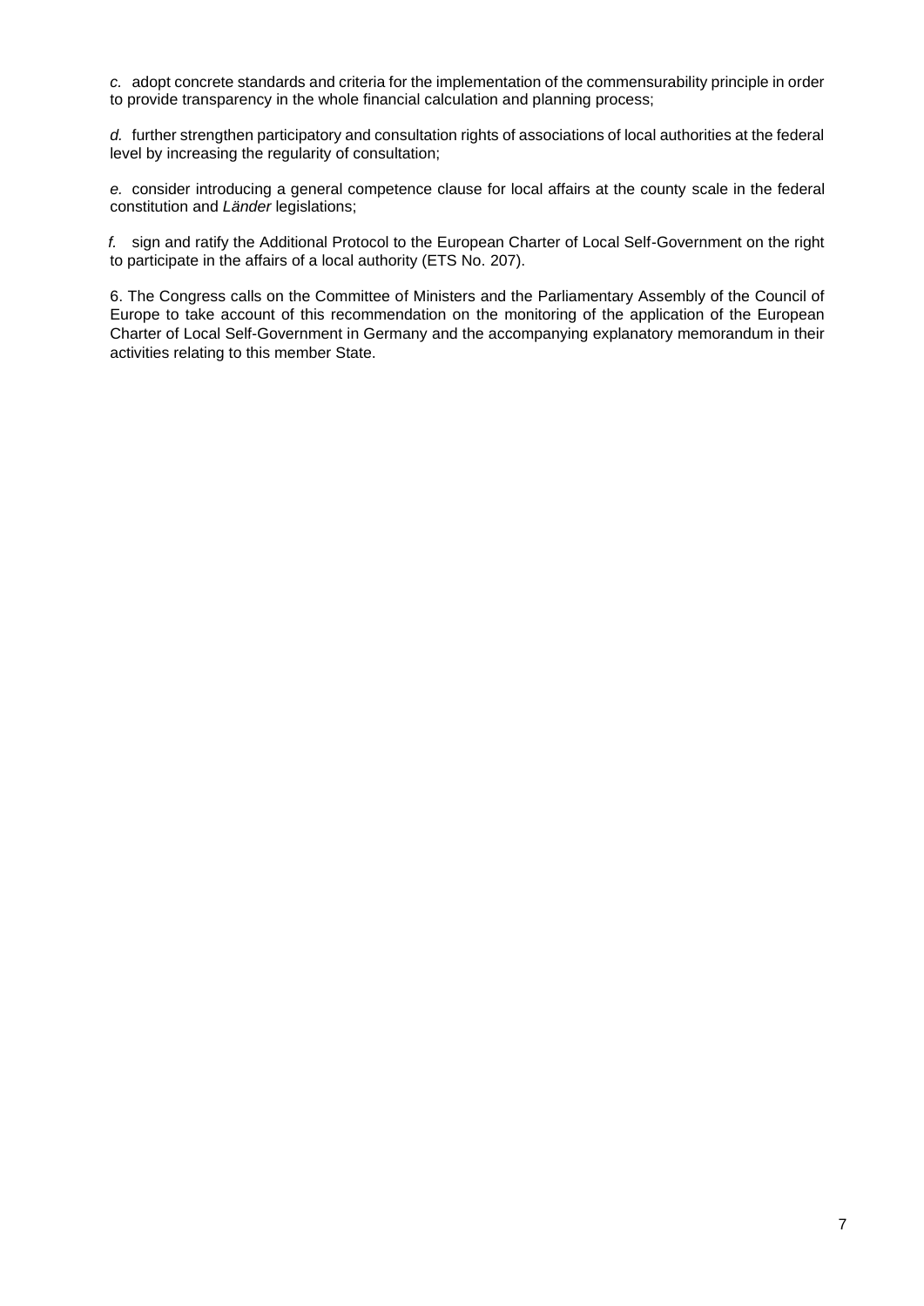*c.* adopt concrete standards and criteria for the implementation of the commensurability principle in order to provide transparency in the whole financial calculation and planning process;

*d.* further strengthen participatory and consultation rights of associations of local authorities at the federal level by increasing the regularity of consultation;

*e.* consider introducing a general competence clause for local affairs at the county scale in the federal constitution and *Länder* legislations;

*f.* sign and ratify the Additional Protocol to the European Charter of Local Self-Government on the right to participate in the affairs of a local authority (ETS No. 207).

6. The Congress calls on the Committee of Ministers and the Parliamentary Assembly of the Council of Europe to take account of this recommendation on the monitoring of the application of the European Charter of Local Self-Government in Germany and the accompanying explanatory memorandum in their activities relating to this member State.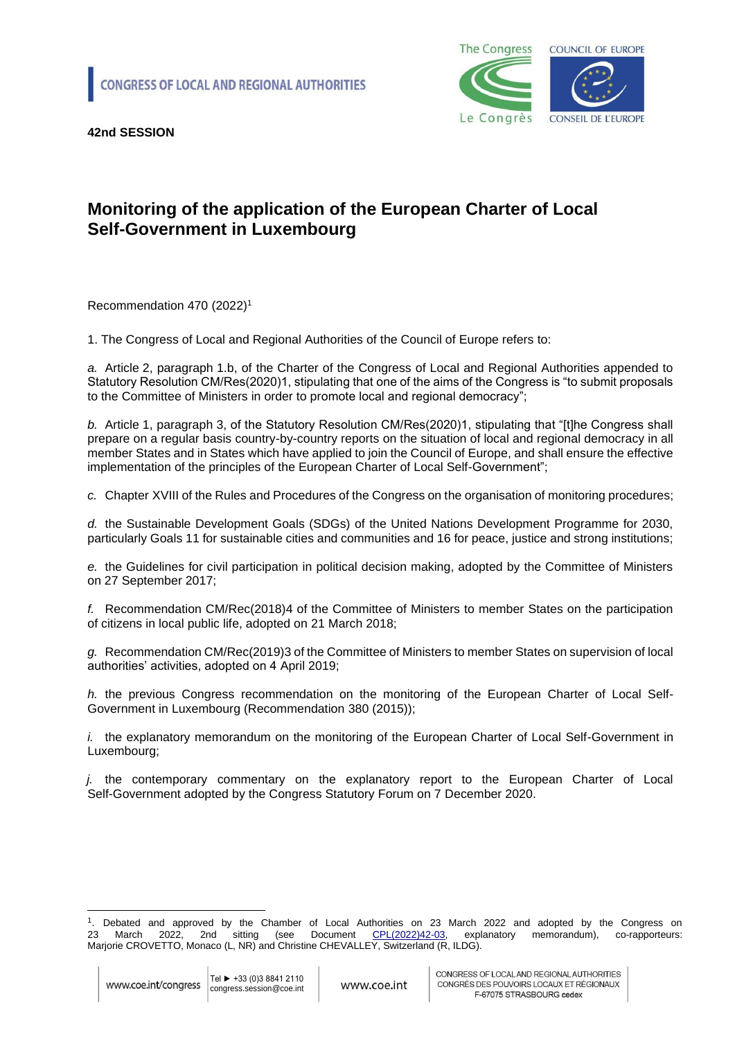CONGRESS OF LOCAL AND REGIONAL AUTHORITIES

**42nd SESSION**

# Monitoring of the application of the European Charter of Local Self-Government in Luxembourg

Recommendation 470 (2022)[1]

1. The Congress of Local and Regional Authorities of the Council of Europe refers to:

*a.* Article 2, paragraph 1.b, of the Charter of the Congress of Local and Regional Authorities appended to Statutory Resolution CM/Res(2020)1, stipulating that one of the aims of the Congress is "to submit proposals to the Committee of Ministers in order to promote local and regional democracy";

*b.* Article 1, paragraph 3, of the Statutory Resolution CM/Res(2020)1, stipulating that "[t]he Congress shall prepare on a regular basis country-by-country reports on the situation of local and regional democracy in all member States and in States which have applied to join the Council of Europe, and shall ensure the effective implementation of the principles of the European Charter of Local Self-Government";

*c.* Chapter XVIII of the Rules and Procedures of the Congress on the organisation of monitoring procedures;

*d.* the Sustainable Development Goals (SDGs) of the United Nations Development Programme for 2030, particularly Goals 11 for sustainable cities and communities and 16 for peace, justice and strong institutions;

*e.* the Guidelines for civil participation in political decision making, adopted by the Committee of Ministers on 27 September 2017;

*f.* Recommendation CM/Rec(2018)4 of the Committee of Ministers to member States on the participation of citizens in local public life, adopted on 21 March 2018;

*g.* Recommendation CM/Rec(2019)3 of the Committee of Ministers to member States on supervision of local authorities' activities, adopted on 4 April 2019;

*h.* the previous Congress recommendation on the monitoring of the European Charter of Local Self-Government in Luxembourg (Recommendation 380 (2015));

*i.* the explanatory memorandum on the monitoring of the European Charter of Local Self-Government in Luxembourg;

*j.* the contemporary commentary on the explanatory report to the European Charter of Local Self-Government adopted by the Congress Statutory Forum on 7 December 2020.

---

[1]. Debated and approved by the Chamber of Local Authorities on 23 March 2022 and adopted by the Congress on 23 March 2022, 2nd sitting (see Document CPL(2022)42-03, explanatory memorandum), co-rapporteurs: Marjorie CROVETTO, Monaco (L, NR) and Christine CHEVALLEY, Switzerland (R, ILDG).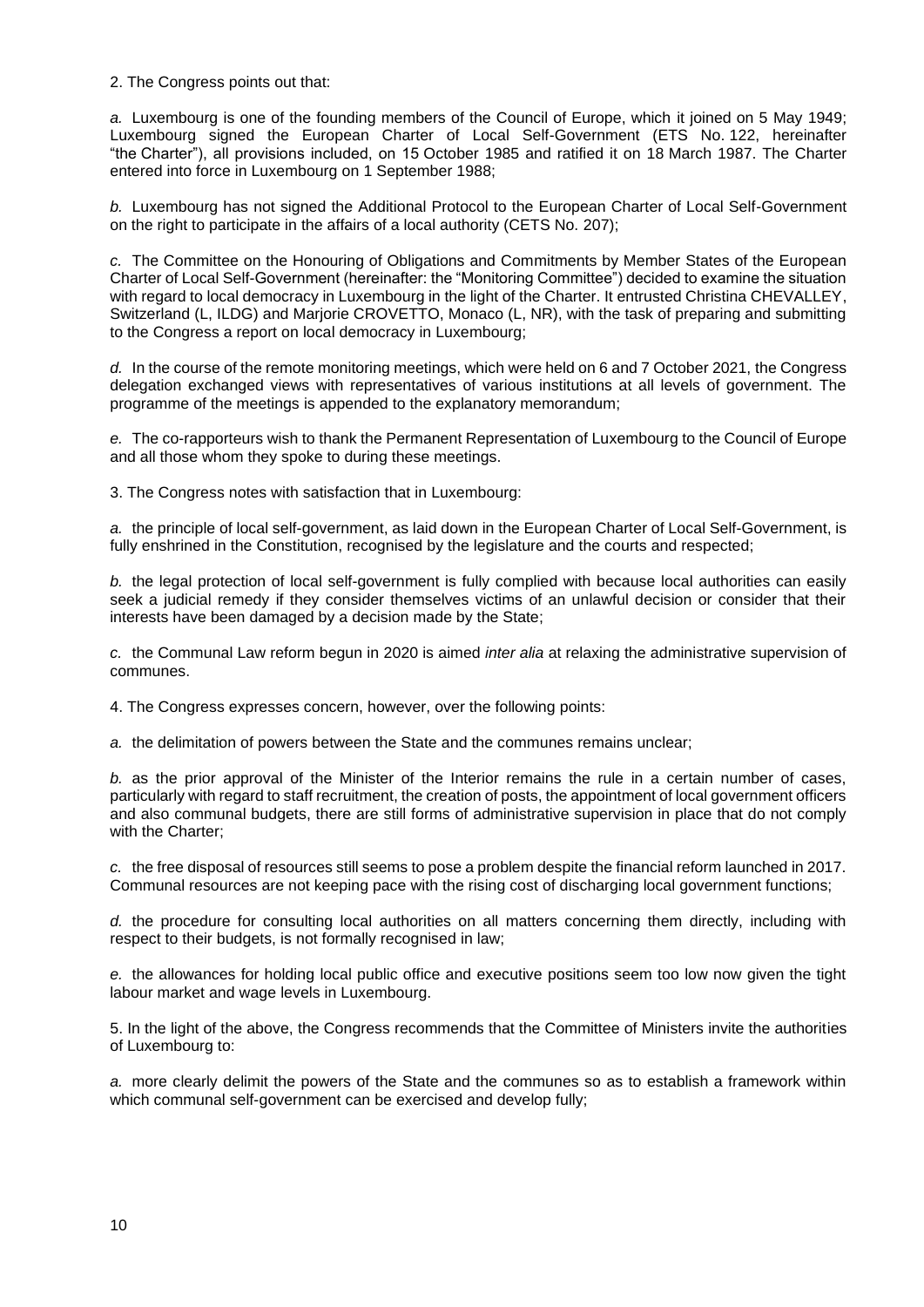2. The Congress points out that:

*a.* Luxembourg is one of the founding members of the Council of Europe, which it joined on 5 May 1949; Luxembourg signed the European Charter of Local Self-Government (ETS No. 122, hereinafter "the Charter"), all provisions included, on 15 October 1985 and ratified it on 18 March 1987. The Charter entered into force in Luxembourg on 1 September 1988;

*b.* Luxembourg has not signed the Additional Protocol to the European Charter of Local Self-Government on the right to participate in the affairs of a local authority (CETS No. 207);

*c.* The Committee on the Honouring of Obligations and Commitments by Member States of the European Charter of Local Self-Government (hereinafter: the "Monitoring Committee") decided to examine the situation with regard to local democracy in Luxembourg in the light of the Charter. It entrusted Christina CHEVALLEY, Switzerland (L, ILDG) and Marjorie CROVETTO, Monaco (L, NR), with the task of preparing and submitting to the Congress a report on local democracy in Luxembourg;

*d.* In the course of the remote monitoring meetings, which were held on 6 and 7 October 2021, the Congress delegation exchanged views with representatives of various institutions at all levels of government. The programme of the meetings is appended to the explanatory memorandum;

*e.* The co-rapporteurs wish to thank the Permanent Representation of Luxembourg to the Council of Europe and all those whom they spoke to during these meetings.

3. The Congress notes with satisfaction that in Luxembourg:

*a.* the principle of local self-government, as laid down in the European Charter of Local Self-Government, is fully enshrined in the Constitution, recognised by the legislature and the courts and respected;

*b.* the legal protection of local self-government is fully complied with because local authorities can easily seek a judicial remedy if they consider themselves victims of an unlawful decision or consider that their interests have been damaged by a decision made by the State;

*c.* the Communal Law reform begun in 2020 is aimed *inter alia* at relaxing the administrative supervision of communes.

4. The Congress expresses concern, however, over the following points:

*a.* the delimitation of powers between the State and the communes remains unclear;

*b.* as the prior approval of the Minister of the Interior remains the rule in a certain number of cases, particularly with regard to staff recruitment, the creation of posts, the appointment of local government officers and also communal budgets, there are still forms of administrative supervision in place that do not comply with the Charter;

*c.* the free disposal of resources still seems to pose a problem despite the financial reform launched in 2017. Communal resources are not keeping pace with the rising cost of discharging local government functions;

*d.* the procedure for consulting local authorities on all matters concerning them directly, including with respect to their budgets, is not formally recognised in law;

*e.* the allowances for holding local public office and executive positions seem too low now given the tight labour market and wage levels in Luxembourg.

5. In the light of the above, the Congress recommends that the Committee of Ministers invite the authorities of Luxembourg to:

*a.* more clearly delimit the powers of the State and the communes so as to establish a framework within which communal self-government can be exercised and develop fully;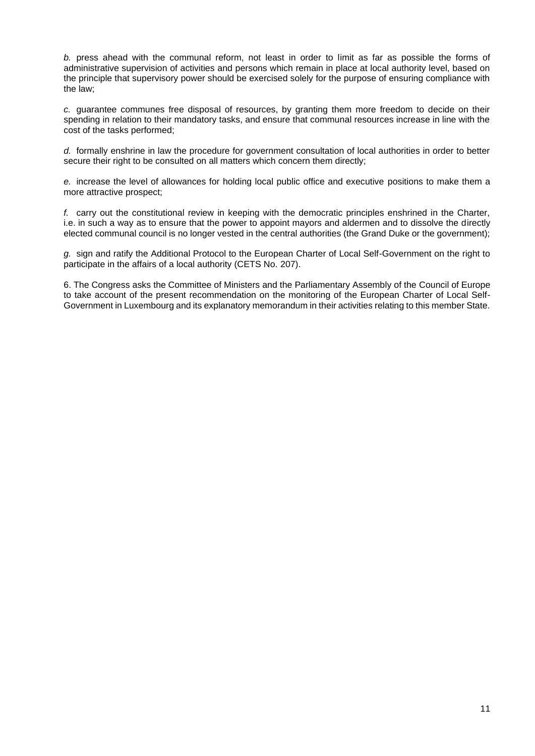*b.* press ahead with the communal reform, not least in order to limit as far as possible the forms of administrative supervision of activities and persons which remain in place at local authority level, based on the principle that supervisory power should be exercised solely for the purpose of ensuring compliance with the law;

*c.* guarantee communes free disposal of resources, by granting them more freedom to decide on their spending in relation to their mandatory tasks, and ensure that communal resources increase in line with the cost of the tasks performed;

*d.* formally enshrine in law the procedure for government consultation of local authorities in order to better secure their right to be consulted on all matters which concern them directly;

*e.* increase the level of allowances for holding local public office and executive positions to make them a more attractive prospect;

*f.* carry out the constitutional review in keeping with the democratic principles enshrined in the Charter, i.e. in such a way as to ensure that the power to appoint mayors and aldermen and to dissolve the directly elected communal council is no longer vested in the central authorities (the Grand Duke or the government);

*g.* sign and ratify the Additional Protocol to the European Charter of Local Self-Government on the right to participate in the affairs of a local authority (CETS No. 207).

6. The Congress asks the Committee of Ministers and the Parliamentary Assembly of the Council of Europe to take account of the present recommendation on the monitoring of the European Charter of Local Self-Government in Luxembourg and its explanatory memorandum in their activities relating to this member State.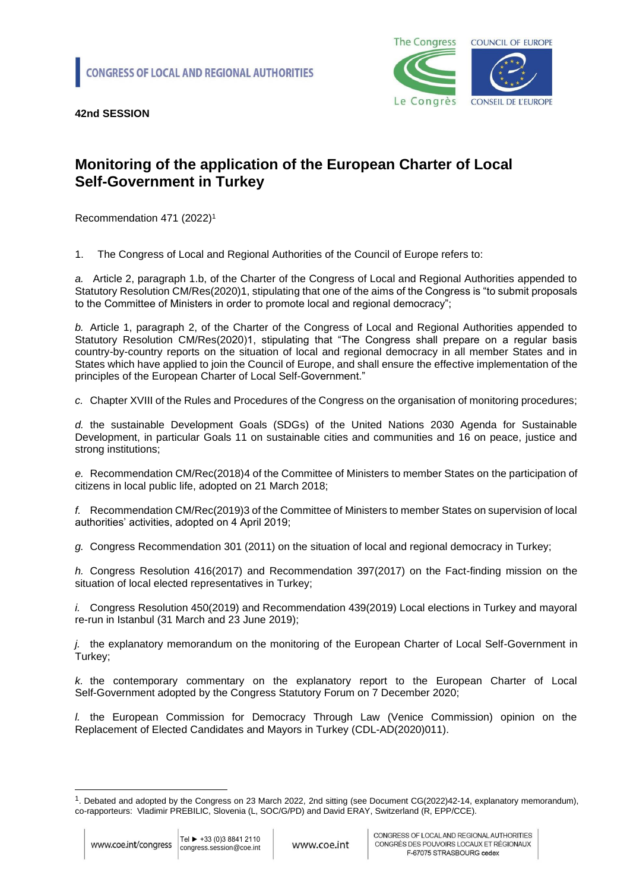CONGRESS OF LOCAL AND REGIONAL AUTHORITIES

**42nd SESSION**

# Monitoring of the application of the European Charter of Local Self-Government in Turkey

Recommendation 471 (2022)[1]

1. The Congress of Local and Regional Authorities of the Council of Europe refers to:

*a.* Article 2, paragraph 1.b, of the Charter of the Congress of Local and Regional Authorities appended to Statutory Resolution CM/Res(2020)1, stipulating that one of the aims of the Congress is "to submit proposals to the Committee of Ministers in order to promote local and regional democracy";

*b.* Article 1, paragraph 2, of the Charter of the Congress of Local and Regional Authorities appended to Statutory Resolution CM/Res(2020)1, stipulating that "The Congress shall prepare on a regular basis country-by-country reports on the situation of local and regional democracy in all member States and in States which have applied to join the Council of Europe, and shall ensure the effective implementation of the principles of the European Charter of Local Self-Government."

*c.* Chapter XVIII of the Rules and Procedures of the Congress on the organisation of monitoring procedures;

*d.* the sustainable Development Goals (SDGs) of the United Nations 2030 Agenda for Sustainable Development, in particular Goals 11 on sustainable cities and communities and 16 on peace, justice and strong institutions;

*e.* Recommendation CM/Rec(2018)4 of the Committee of Ministers to member States on the participation of citizens in local public life, adopted on 21 March 2018;

*f.* Recommendation CM/Rec(2019)3 of the Committee of Ministers to member States on supervision of local authorities' activities, adopted on 4 April 2019;

*g.* Congress Recommendation 301 (2011) on the situation of local and regional democracy in Turkey;

*h.* Congress Resolution 416(2017) and Recommendation 397(2017) on the Fact-finding mission on the situation of local elected representatives in Turkey;

*i.* Congress Resolution 450(2019) and Recommendation 439(2019) Local elections in Turkey and mayoral re-run in Istanbul (31 March and 23 June 2019);

*j.* the explanatory memorandum on the monitoring of the European Charter of Local Self-Government in Turkey;

*k.* the contemporary commentary on the explanatory report to the European Charter of Local Self-Government adopted by the Congress Statutory Forum on 7 December 2020;

*l.* the European Commission for Democracy Through Law (Venice Commission) opinion on the Replacement of Elected Candidates and Mayors in Turkey (CDL-AD(2020)011).

---

[1]. Debated and adopted by the Congress on 23 March 2022, 2nd sitting (see Document CG(2022)42-14, explanatory memorandum), co-rapporteurs: Vladimir PREBILIC, Slovenia (L, SOC/G/PD) and David ERAY, Switzerland (R, EPP/CCE).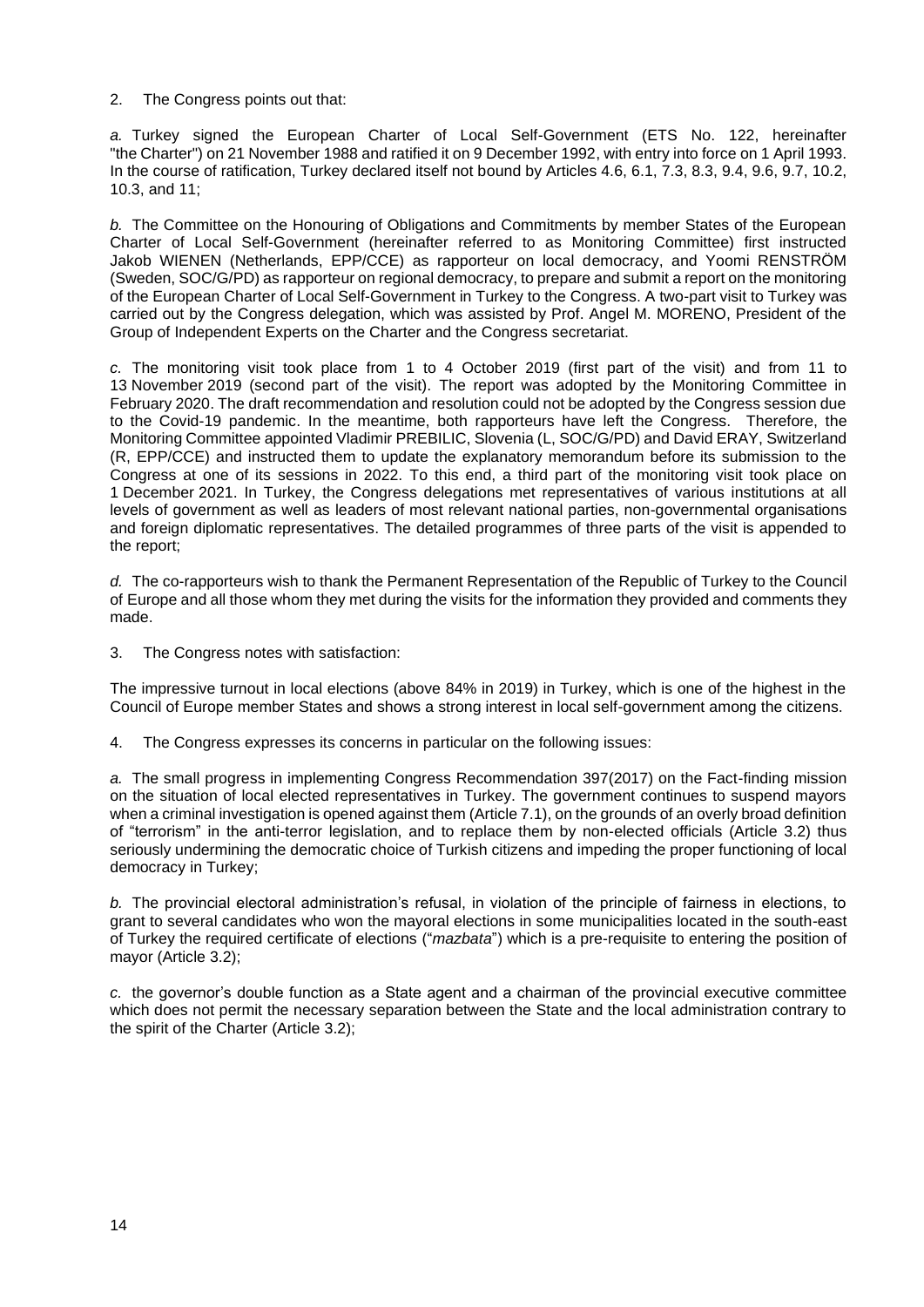2. The Congress points out that:

*a.* Turkey signed the European Charter of Local Self-Government (ETS No. 122, hereinafter "the Charter") on 21 November 1988 and ratified it on 9 December 1992, with entry into force on 1 April 1993. In the course of ratification, Turkey declared itself not bound by Articles 4.6, 6.1, 7.3, 8.3, 9.4, 9.6, 9.7, 10.2, 10.3, and 11;

*b.* The Committee on the Honouring of Obligations and Commitments by member States of the European Charter of Local Self-Government (hereinafter referred to as Monitoring Committee) first instructed Jakob WIENEN (Netherlands, EPP/CCE) as rapporteur on local democracy, and Yoomi RENSTRÖM (Sweden, SOC/G/PD) as rapporteur on regional democracy, to prepare and submit a report on the monitoring of the European Charter of Local Self-Government in Turkey to the Congress. A two-part visit to Turkey was carried out by the Congress delegation, which was assisted by Prof. Angel M. MORENO, President of the Group of Independent Experts on the Charter and the Congress secretariat.

*c.* The monitoring visit took place from 1 to 4 October 2019 (first part of the visit) and from 11 to 13 November 2019 (second part of the visit). The report was adopted by the Monitoring Committee in February 2020. The draft recommendation and resolution could not be adopted by the Congress session due to the Covid-19 pandemic. In the meantime, both rapporteurs have left the Congress. Therefore, the Monitoring Committee appointed Vladimir PREBILIC, Slovenia (L, SOC/G/PD) and David ERAY, Switzerland (R, EPP/CCE) and instructed them to update the explanatory memorandum before its submission to the Congress at one of its sessions in 2022. To this end, a third part of the monitoring visit took place on 1 December 2021. In Turkey, the Congress delegations met representatives of various institutions at all levels of government as well as leaders of most relevant national parties, non-governmental organisations and foreign diplomatic representatives. The detailed programmes of three parts of the visit is appended to the report;

*d.* The co-rapporteurs wish to thank the Permanent Representation of the Republic of Turkey to the Council of Europe and all those whom they met during the visits for the information they provided and comments they made.

3. The Congress notes with satisfaction:

The impressive turnout in local elections (above 84% in 2019) in Turkey, which is one of the highest in the Council of Europe member States and shows a strong interest in local self-government among the citizens.

4. The Congress expresses its concerns in particular on the following issues:

*a.* The small progress in implementing Congress Recommendation 397(2017) on the Fact-finding mission on the situation of local elected representatives in Turkey. The government continues to suspend mayors when a criminal investigation is opened against them (Article 7.1), on the grounds of an overly broad definition of "terrorism" in the anti-terror legislation, and to replace them by non-elected officials (Article 3.2) thus seriously undermining the democratic choice of Turkish citizens and impeding the proper functioning of local democracy in Turkey;

*b.* The provincial electoral administration's refusal, in violation of the principle of fairness in elections, to grant to several candidates who won the mayoral elections in some municipalities located in the south-east of Turkey the required certificate of elections ("*mazbata*") which is a pre-requisite to entering the position of mayor (Article 3.2);

*c.* the governor's double function as a State agent and a chairman of the provincial executive committee which does not permit the necessary separation between the State and the local administration contrary to the spirit of the Charter (Article 3.2);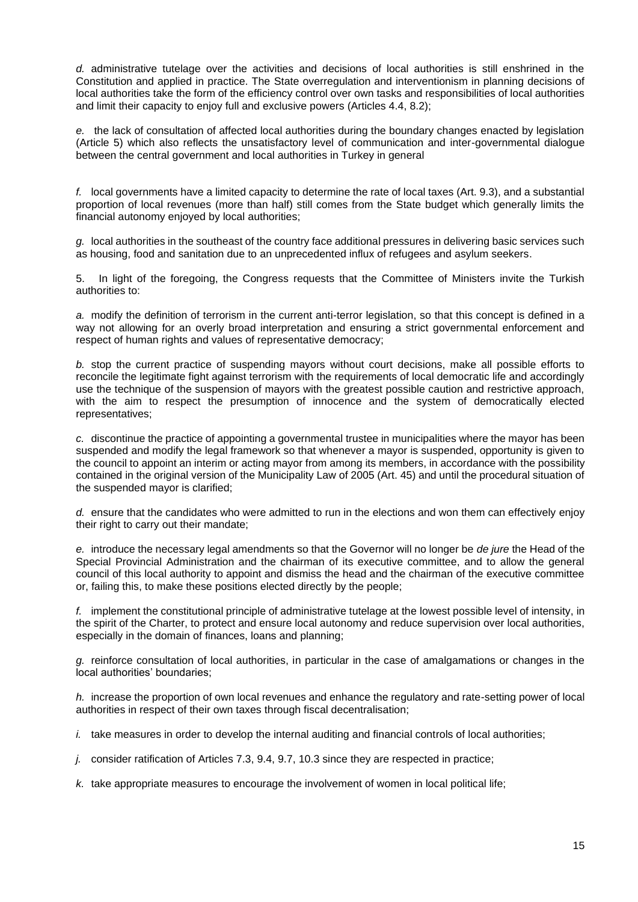*d.* administrative tutelage over the activities and decisions of local authorities is still enshrined in the Constitution and applied in practice. The State overregulation and interventionism in planning decisions of local authorities take the form of the efficiency control over own tasks and responsibilities of local authorities and limit their capacity to enjoy full and exclusive powers (Articles 4.4, 8.2);

*e.* the lack of consultation of affected local authorities during the boundary changes enacted by legislation (Article 5) which also reflects the unsatisfactory level of communication and inter-governmental dialogue between the central government and local authorities in Turkey in general

*f.* local governments have a limited capacity to determine the rate of local taxes (Art. 9.3), and a substantial proportion of local revenues (more than half) still comes from the State budget which generally limits the financial autonomy enjoyed by local authorities;

*g.* local authorities in the southeast of the country face additional pressures in delivering basic services such as housing, food and sanitation due to an unprecedented influx of refugees and asylum seekers.

5. In light of the foregoing, the Congress requests that the Committee of Ministers invite the Turkish authorities to:

*a.* modify the definition of terrorism in the current anti-terror legislation, so that this concept is defined in a way not allowing for an overly broad interpretation and ensuring a strict governmental enforcement and respect of human rights and values of representative democracy;

*b.* stop the current practice of suspending mayors without court decisions, make all possible efforts to reconcile the legitimate fight against terrorism with the requirements of local democratic life and accordingly use the technique of the suspension of mayors with the greatest possible caution and restrictive approach, with the aim to respect the presumption of innocence and the system of democratically elected representatives;

*c.* discontinue the practice of appointing a governmental trustee in municipalities where the mayor has been suspended and modify the legal framework so that whenever a mayor is suspended, opportunity is given to the council to appoint an interim or acting mayor from among its members, in accordance with the possibility contained in the original version of the Municipality Law of 2005 (Art. 45) and until the procedural situation of the suspended mayor is clarified;

*d.* ensure that the candidates who were admitted to run in the elections and won them can effectively enjoy their right to carry out their mandate;

*e.* introduce the necessary legal amendments so that the Governor will no longer be *de jure* the Head of the Special Provincial Administration and the chairman of its executive committee, and to allow the general council of this local authority to appoint and dismiss the head and the chairman of the executive committee or, failing this, to make these positions elected directly by the people;

*f.* implement the constitutional principle of administrative tutelage at the lowest possible level of intensity, in the spirit of the Charter, to protect and ensure local autonomy and reduce supervision over local authorities, especially in the domain of finances, loans and planning;

*g.* reinforce consultation of local authorities, in particular in the case of amalgamations or changes in the local authorities' boundaries;

*h.* increase the proportion of own local revenues and enhance the regulatory and rate-setting power of local authorities in respect of their own taxes through fiscal decentralisation;

*i.* take measures in order to develop the internal auditing and financial controls of local authorities;

*j.* consider ratification of Articles 7.3, 9.4, 9.7, 10.3 since they are respected in practice;

*k.* take appropriate measures to encourage the involvement of women in local political life;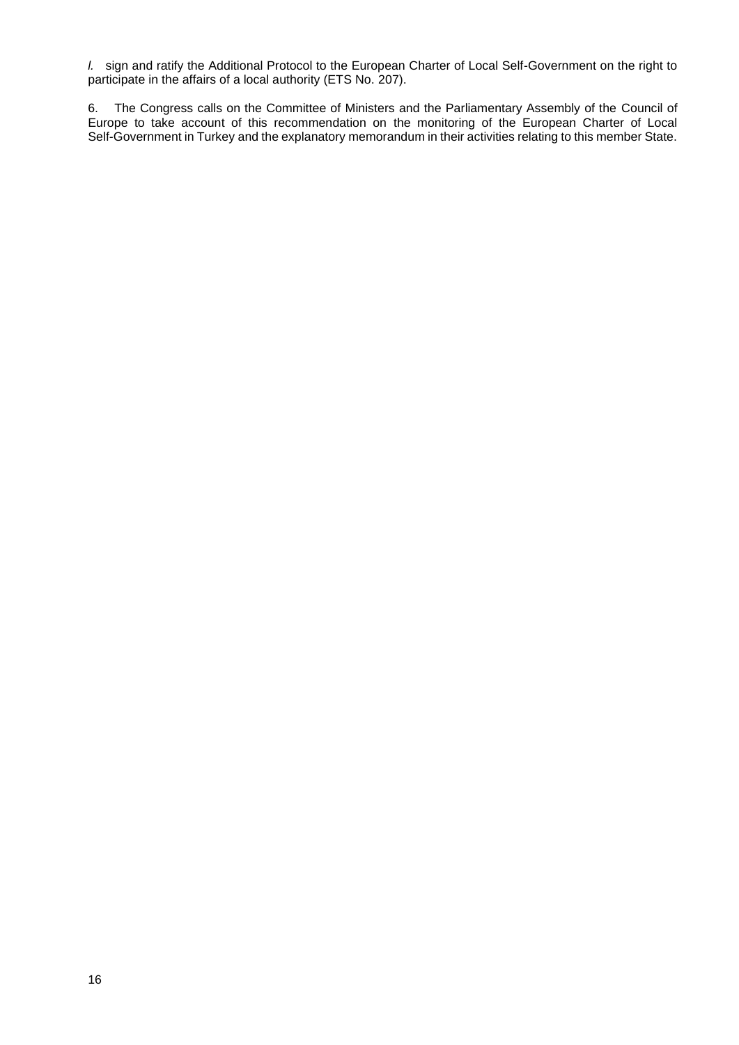*l.* sign and ratify the Additional Protocol to the European Charter of Local Self-Government on the right to participate in the affairs of a local authority (ETS No. 207).

6. The Congress calls on the Committee of Ministers and the Parliamentary Assembly of the Council of Europe to take account of this recommendation on the monitoring of the European Charter of Local Self-Government in Turkey and the explanatory memorandum in their activities relating to this member State.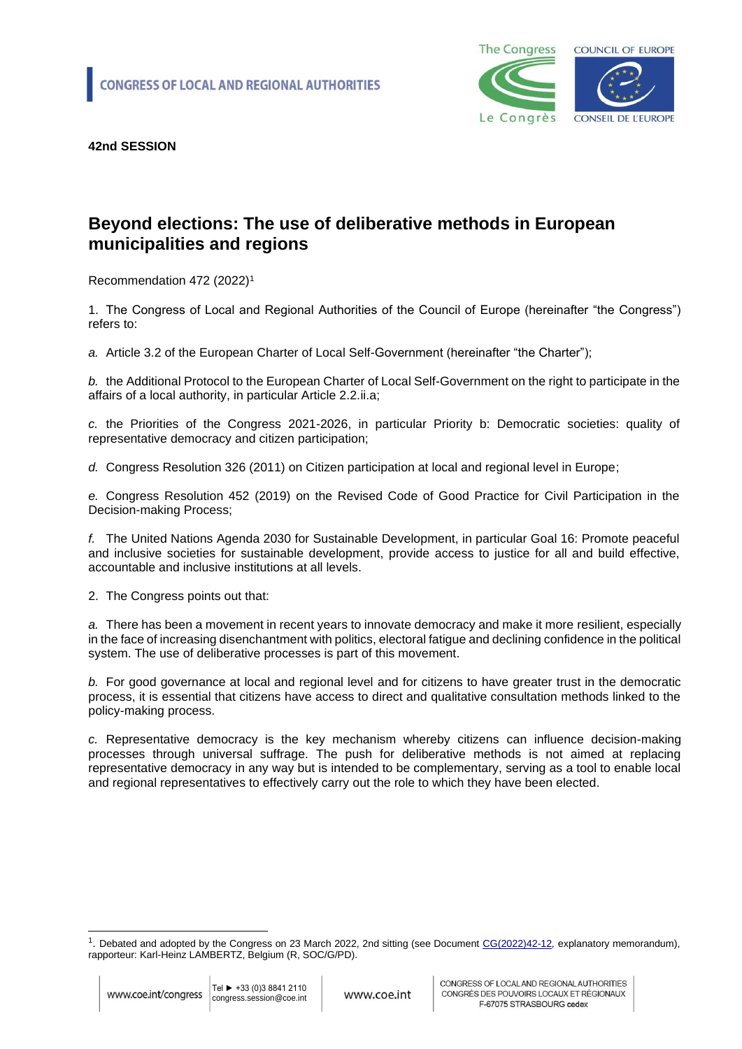CONGRESS OF LOCAL AND REGIONAL AUTHORITIES

**42nd SESSION**

# Beyond elections: The use of deliberative methods in European municipalities and regions

Recommendation 472 (2022)[1]

1. The Congress of Local and Regional Authorities of the Council of Europe (hereinafter "the Congress") refers to:

*a.* Article 3.2 of the European Charter of Local Self-Government (hereinafter "the Charter");

*b.* the Additional Protocol to the European Charter of Local Self-Government on the right to participate in the affairs of a local authority, in particular Article 2.2.ii.a;

*c.* the Priorities of the Congress 2021-2026, in particular Priority b: Democratic societies: quality of representative democracy and citizen participation;

*d.* Congress Resolution 326 (2011) on Citizen participation at local and regional level in Europe;

*e.* Congress Resolution 452 (2019) on the Revised Code of Good Practice for Civil Participation in the Decision-making Process;

*f.* The United Nations Agenda 2030 for Sustainable Development, in particular Goal 16: Promote peaceful and inclusive societies for sustainable development, provide access to justice for all and build effective, accountable and inclusive institutions at all levels.

2. The Congress points out that:

*a.* There has been a movement in recent years to innovate democracy and make it more resilient, especially in the face of increasing disenchantment with politics, electoral fatigue and declining confidence in the political system. The use of deliberative processes is part of this movement.

*b.* For good governance at local and regional level and for citizens to have greater trust in the democratic process, it is essential that citizens have access to direct and qualitative consultation methods linked to the policy-making process.

*c.* Representative democracy is the key mechanism whereby citizens can influence decision-making processes through universal suffrage. The push for deliberative methods is not aimed at replacing representative democracy in any way but is intended to be complementary, serving as a tool to enable local and regional representatives to effectively carry out the role to which they have been elected.

[1]. Debated and adopted by the Congress on 23 March 2022, 2nd sitting (see Document CG(2022)42-12, explanatory memorandum), rapporteur: Karl-Heinz LAMBERTZ, Belgium (R, SOC/G/PD).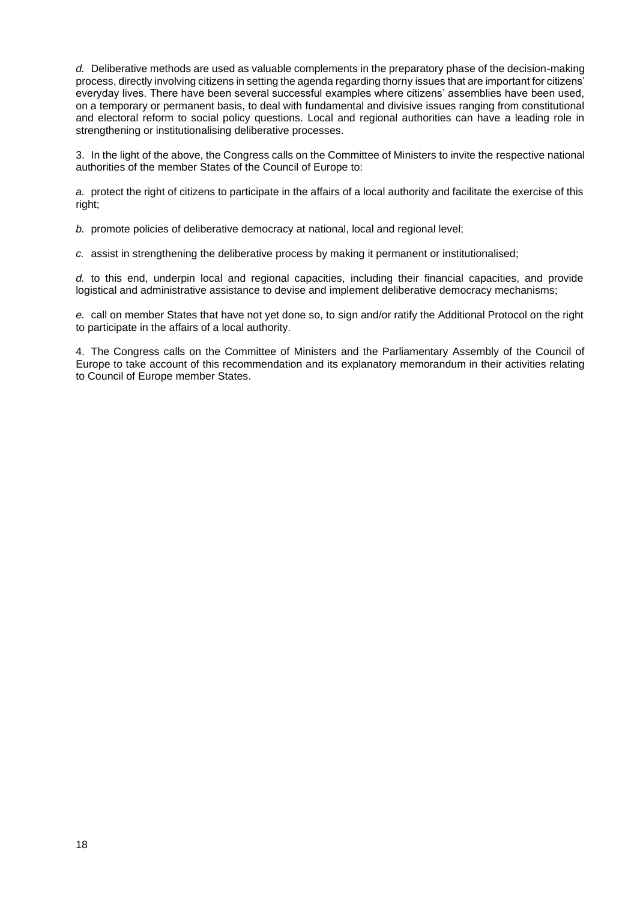*d.* Deliberative methods are used as valuable complements in the preparatory phase of the decision-making process, directly involving citizens in setting the agenda regarding thorny issues that are important for citizens' everyday lives. There have been several successful examples where citizens' assemblies have been used, on a temporary or permanent basis, to deal with fundamental and divisive issues ranging from constitutional and electoral reform to social policy questions. Local and regional authorities can have a leading role in strengthening or institutionalising deliberative processes.

3. In the light of the above, the Congress calls on the Committee of Ministers to invite the respective national authorities of the member States of the Council of Europe to:

*a.* protect the right of citizens to participate in the affairs of a local authority and facilitate the exercise of this right;

*b.* promote policies of deliberative democracy at national, local and regional level;

*c.* assist in strengthening the deliberative process by making it permanent or institutionalised;

*d.* to this end, underpin local and regional capacities, including their financial capacities, and provide logistical and administrative assistance to devise and implement deliberative democracy mechanisms;

*e.* call on member States that have not yet done so, to sign and/or ratify the Additional Protocol on the right to participate in the affairs of a local authority.

4. The Congress calls on the Committee of Ministers and the Parliamentary Assembly of the Council of Europe to take account of this recommendation and its explanatory memorandum in their activities relating to Council of Europe member States.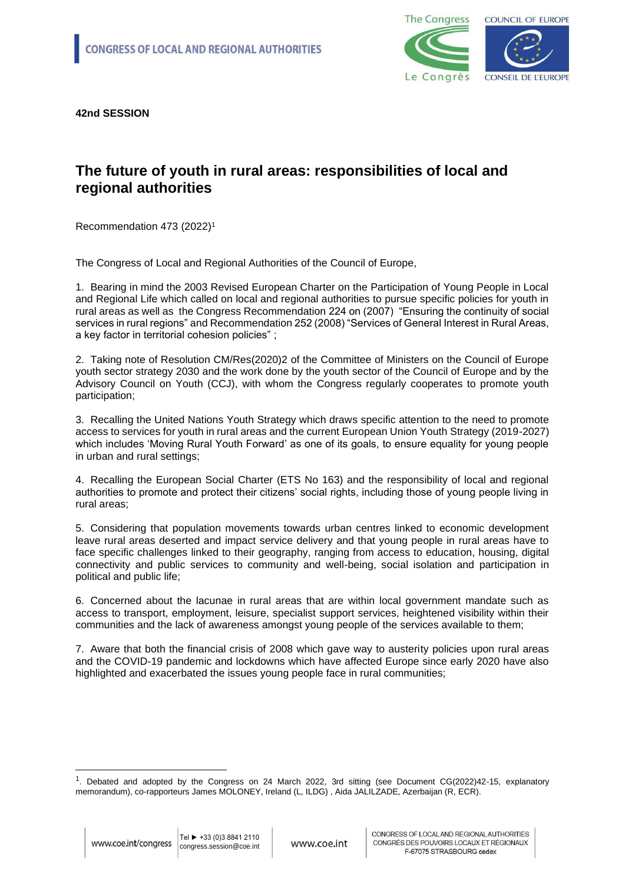**42nd SESSION**

# The future of youth in rural areas: responsibilities of local and regional authorities

Recommendation 473 (2022)[1]

The Congress of Local and Regional Authorities of the Council of Europe,

1. Bearing in mind the 2003 Revised European Charter on the Participation of Young People in Local and Regional Life which called on local and regional authorities to pursue specific policies for youth in rural areas as well as the Congress Recommendation 224 on (2007) "Ensuring the continuity of social services in rural regions" and Recommendation 252 (2008) "Services of General Interest in Rural Areas, a key factor in territorial cohesion policies" ;

2. Taking note of Resolution CM/Res(2020)2 of the Committee of Ministers on the Council of Europe youth sector strategy 2030 and the work done by the youth sector of the Council of Europe and by the Advisory Council on Youth (CCJ), with whom the Congress regularly cooperates to promote youth participation;

3. Recalling the United Nations Youth Strategy which draws specific attention to the need to promote access to services for youth in rural areas and the current European Union Youth Strategy (2019-2027) which includes 'Moving Rural Youth Forward' as one of its goals, to ensure equality for young people in urban and rural settings;

4. Recalling the European Social Charter (ETS No 163) and the responsibility of local and regional authorities to promote and protect their citizens' social rights, including those of young people living in rural areas;

5. Considering that population movements towards urban centres linked to economic development leave rural areas deserted and impact service delivery and that young people in rural areas have to face specific challenges linked to their geography, ranging from access to education, housing, digital connectivity and public services to community and well-being, social isolation and participation in political and public life;

6. Concerned about the lacunae in rural areas that are within local government mandate such as access to transport, employment, leisure, specialist support services, heightened visibility within their communities and the lack of awareness amongst young people of the services available to them;

7. Aware that both the financial crisis of 2008 which gave way to austerity policies upon rural areas and the COVID-19 pandemic and lockdowns which have affected Europe since early 2020 have also highlighted and exacerbated the issues young people face in rural communities;

---

[1]. Debated and adopted by the Congress on 24 March 2022, 3rd sitting (see Document CG(2022)42-15, explanatory memorandum), co-rapporteurs James MOLONEY, Ireland (L, ILDG) , Aida JALILZADE, Azerbaijan (R, ECR).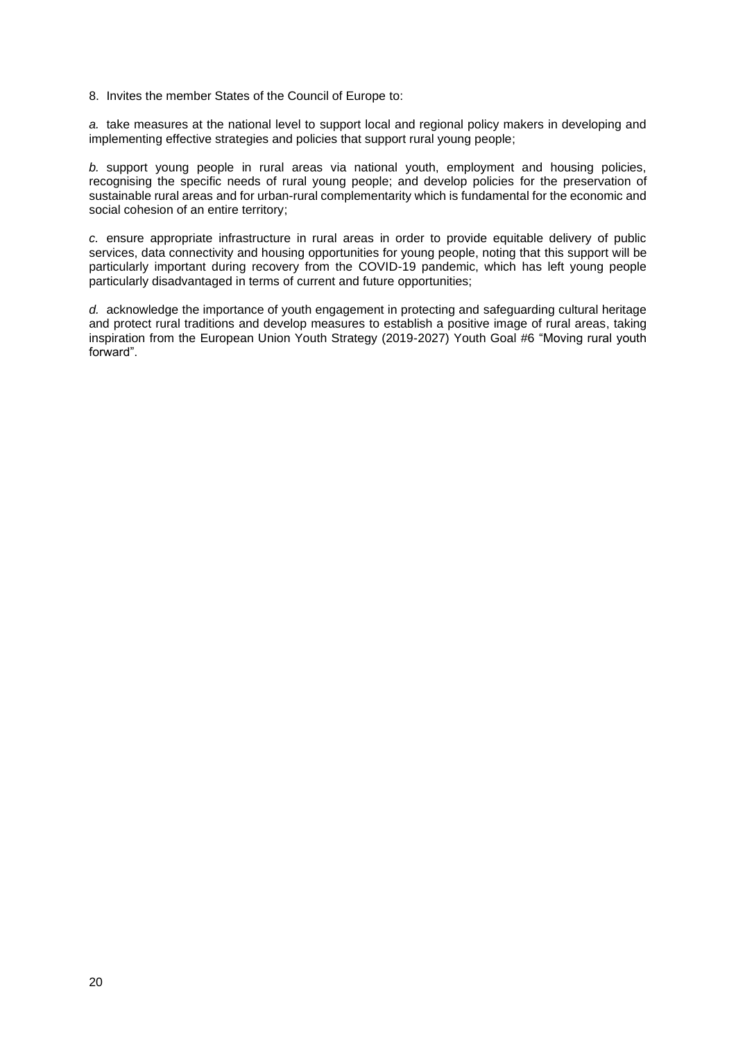8. Invites the member States of the Council of Europe to:

*a.* take measures at the national level to support local and regional policy makers in developing and implementing effective strategies and policies that support rural young people;

*b.* support young people in rural areas via national youth, employment and housing policies, recognising the specific needs of rural young people; and develop policies for the preservation of sustainable rural areas and for urban-rural complementarity which is fundamental for the economic and social cohesion of an entire territory;

*c.* ensure appropriate infrastructure in rural areas in order to provide equitable delivery of public services, data connectivity and housing opportunities for young people, noting that this support will be particularly important during recovery from the COVID-19 pandemic, which has left young people particularly disadvantaged in terms of current and future opportunities;

*d.* acknowledge the importance of youth engagement in protecting and safeguarding cultural heritage and protect rural traditions and develop measures to establish a positive image of rural areas, taking inspiration from the European Union Youth Strategy (2019-2027) Youth Goal #6 "Moving rural youth forward".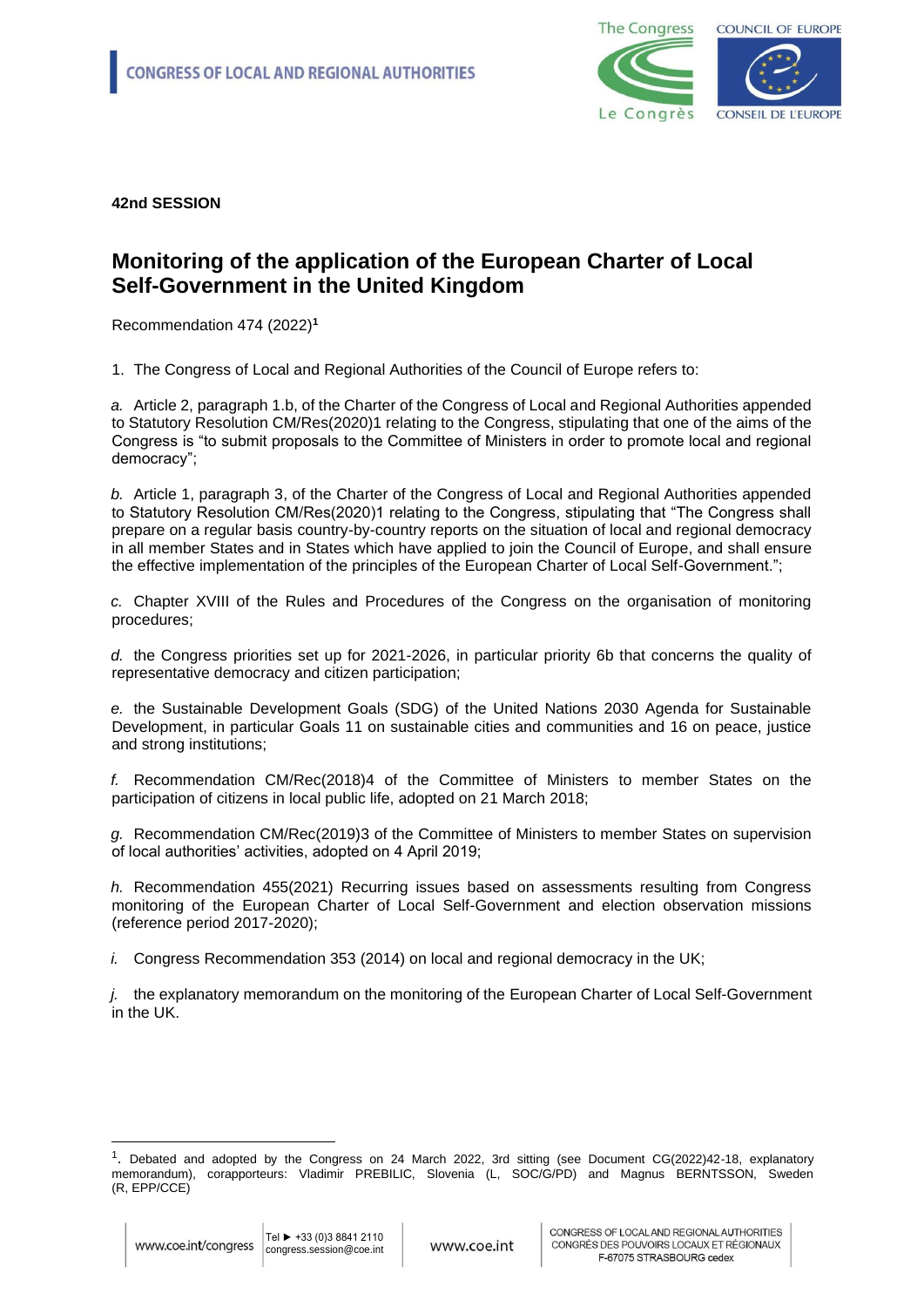CONGRESS OF LOCAL AND REGIONAL AUTHORITIES

**42nd SESSION**

# Monitoring of the application of the European Charter of Local Self-Government in the United Kingdom

Recommendation 474 (2022)[1]

1. The Congress of Local and Regional Authorities of the Council of Europe refers to:

*a.* Article 2, paragraph 1.b, of the Charter of the Congress of Local and Regional Authorities appended to Statutory Resolution CM/Res(2020)1 relating to the Congress, stipulating that one of the aims of the Congress is "to submit proposals to the Committee of Ministers in order to promote local and regional democracy";

*b.* Article 1, paragraph 3, of the Charter of the Congress of Local and Regional Authorities appended to Statutory Resolution CM/Res(2020)1 relating to the Congress, stipulating that "The Congress shall prepare on a regular basis country-by-country reports on the situation of local and regional democracy in all member States and in States which have applied to join the Council of Europe, and shall ensure the effective implementation of the principles of the European Charter of Local Self-Government.";

*c.* Chapter XVIII of the Rules and Procedures of the Congress on the organisation of monitoring procedures;

*d.* the Congress priorities set up for 2021-2026, in particular priority 6b that concerns the quality of representative democracy and citizen participation;

*e.* the Sustainable Development Goals (SDG) of the United Nations 2030 Agenda for Sustainable Development, in particular Goals 11 on sustainable cities and communities and 16 on peace, justice and strong institutions;

*f.* Recommendation CM/Rec(2018)4 of the Committee of Ministers to member States on the participation of citizens in local public life, adopted on 21 March 2018;

*g.* Recommendation CM/Rec(2019)3 of the Committee of Ministers to member States on supervision of local authorities' activities, adopted on 4 April 2019;

*h.* Recommendation 455(2021) Recurring issues based on assessments resulting from Congress monitoring of the European Charter of Local Self-Government and election observation missions (reference period 2017-2020);

*i.* Congress Recommendation 353 (2014) on local and regional democracy in the UK;

*j.* the explanatory memorandum on the monitoring of the European Charter of Local Self-Government in the UK.

---

[1]. Debated and adopted by the Congress on 24 March 2022, 3rd sitting (see Document CG(2022)42-18, explanatory memorandum), corapporteurs: Vladimir PREBILIC, Slovenia (L, SOC/G/PD) and Magnus BERNTSSON, Sweden (R, EPP/CCE)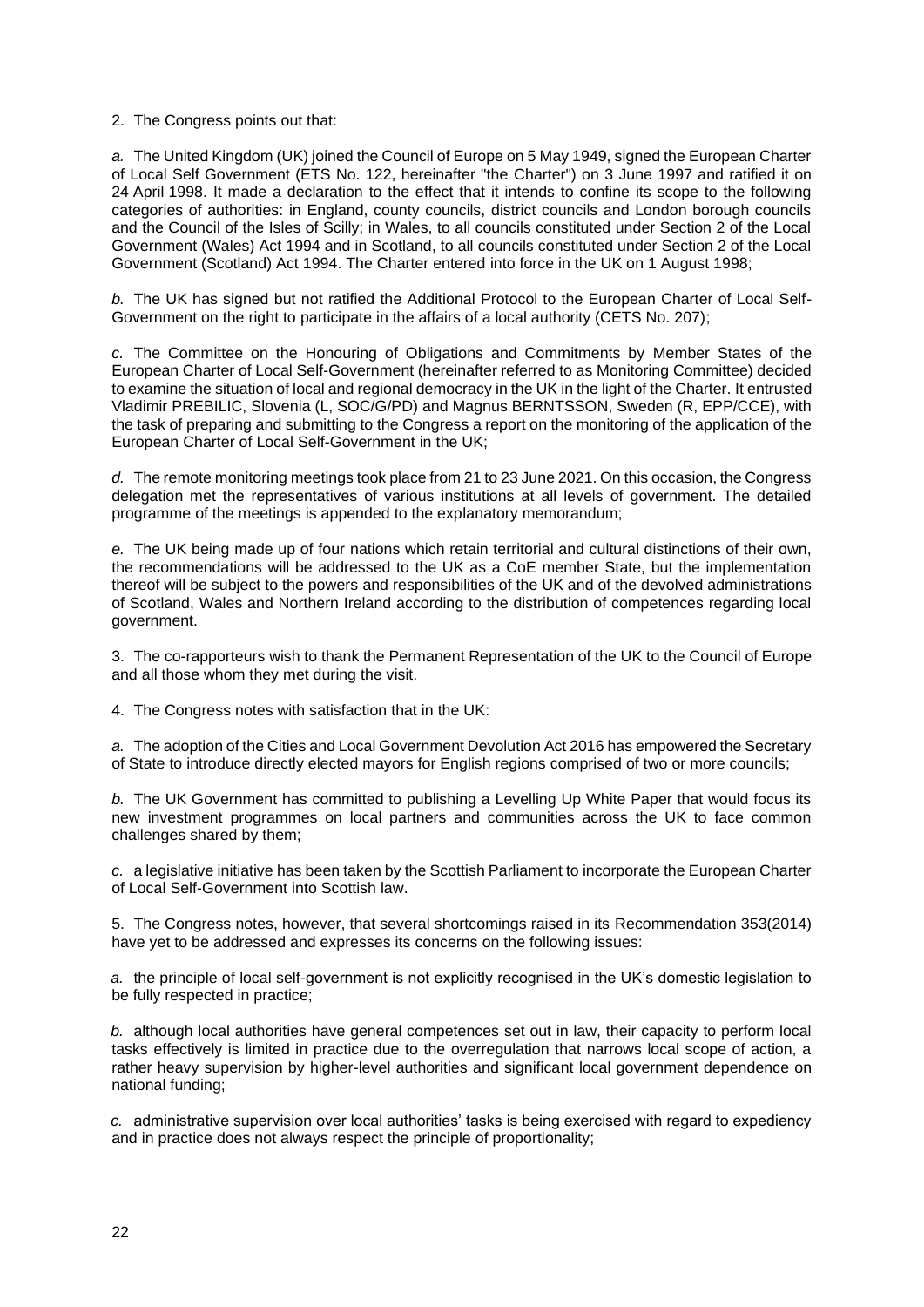2. The Congress points out that:

*a.* The United Kingdom (UK) joined the Council of Europe on 5 May 1949, signed the European Charter of Local Self Government (ETS No. 122, hereinafter "the Charter") on 3 June 1997 and ratified it on 24 April 1998. It made a declaration to the effect that it intends to confine its scope to the following categories of authorities: in England, county councils, district councils and London borough councils and the Council of the Isles of Scilly; in Wales, to all councils constituted under Section 2 of the Local Government (Wales) Act 1994 and in Scotland, to all councils constituted under Section 2 of the Local Government (Scotland) Act 1994. The Charter entered into force in the UK on 1 August 1998;

*b.* The UK has signed but not ratified the Additional Protocol to the European Charter of Local Self-Government on the right to participate in the affairs of a local authority (CETS No. 207);

*c.* The Committee on the Honouring of Obligations and Commitments by Member States of the European Charter of Local Self-Government (hereinafter referred to as Monitoring Committee) decided to examine the situation of local and regional democracy in the UK in the light of the Charter. It entrusted Vladimir PREBILIC, Slovenia (L, SOC/G/PD) and Magnus BERNTSSON, Sweden (R, EPP/CCE), with the task of preparing and submitting to the Congress a report on the monitoring of the application of the European Charter of Local Self-Government in the UK;

*d.* The remote monitoring meetings took place from 21 to 23 June 2021. On this occasion, the Congress delegation met the representatives of various institutions at all levels of government. The detailed programme of the meetings is appended to the explanatory memorandum;

*e.* The UK being made up of four nations which retain territorial and cultural distinctions of their own, the recommendations will be addressed to the UK as a CoE member State, but the implementation thereof will be subject to the powers and responsibilities of the UK and of the devolved administrations of Scotland, Wales and Northern Ireland according to the distribution of competences regarding local government.

3. The co-rapporteurs wish to thank the Permanent Representation of the UK to the Council of Europe and all those whom they met during the visit.

4. The Congress notes with satisfaction that in the UK:

*a.* The adoption of the Cities and Local Government Devolution Act 2016 has empowered the Secretary of State to introduce directly elected mayors for English regions comprised of two or more councils;

*b.* The UK Government has committed to publishing a Levelling Up White Paper that would focus its new investment programmes on local partners and communities across the UK to face common challenges shared by them;

*c.* a legislative initiative has been taken by the Scottish Parliament to incorporate the European Charter of Local Self-Government into Scottish law.

5. The Congress notes, however, that several shortcomings raised in its Recommendation 353(2014) have yet to be addressed and expresses its concerns on the following issues:

*a.* the principle of local self-government is not explicitly recognised in the UK's domestic legislation to be fully respected in practice;

*b.* although local authorities have general competences set out in law, their capacity to perform local tasks effectively is limited in practice due to the overregulation that narrows local scope of action, a rather heavy supervision by higher-level authorities and significant local government dependence on national funding;

*c.* administrative supervision over local authorities' tasks is being exercised with regard to expediency and in practice does not always respect the principle of proportionality;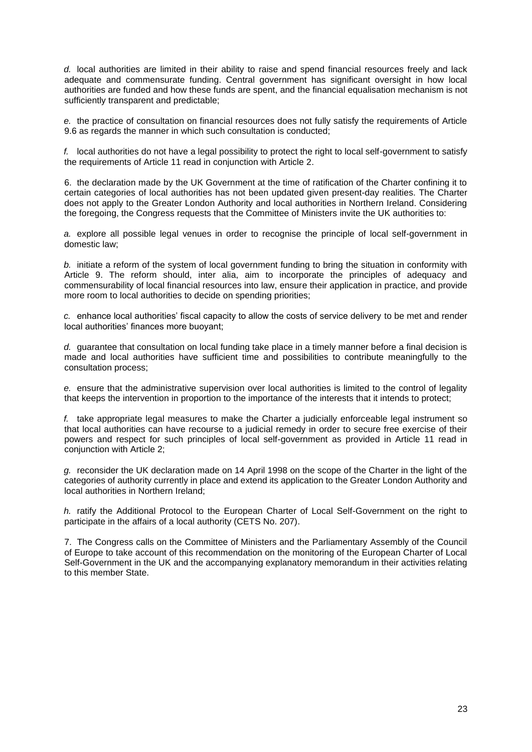*d.* local authorities are limited in their ability to raise and spend financial resources freely and lack adequate and commensurate funding. Central government has significant oversight in how local authorities are funded and how these funds are spent, and the financial equalisation mechanism is not sufficiently transparent and predictable;

*e.* the practice of consultation on financial resources does not fully satisfy the requirements of Article 9.6 as regards the manner in which such consultation is conducted;

*f.* local authorities do not have a legal possibility to protect the right to local self-government to satisfy the requirements of Article 11 read in conjunction with Article 2.

6. the declaration made by the UK Government at the time of ratification of the Charter confining it to certain categories of local authorities has not been updated given present-day realities. The Charter does not apply to the Greater London Authority and local authorities in Northern Ireland. Considering the foregoing, the Congress requests that the Committee of Ministers invite the UK authorities to:

*a.* explore all possible legal venues in order to recognise the principle of local self-government in domestic law;

*b.* initiate a reform of the system of local government funding to bring the situation in conformity with Article 9. The reform should, inter alia, aim to incorporate the principles of adequacy and commensurability of local financial resources into law, ensure their application in practice, and provide more room to local authorities to decide on spending priorities;

*c.* enhance local authorities' fiscal capacity to allow the costs of service delivery to be met and render local authorities' finances more buoyant;

*d.* guarantee that consultation on local funding take place in a timely manner before a final decision is made and local authorities have sufficient time and possibilities to contribute meaningfully to the consultation process;

*e.* ensure that the administrative supervision over local authorities is limited to the control of legality that keeps the intervention in proportion to the importance of the interests that it intends to protect;

*f.* take appropriate legal measures to make the Charter a judicially enforceable legal instrument so that local authorities can have recourse to a judicial remedy in order to secure free exercise of their powers and respect for such principles of local self-government as provided in Article 11 read in conjunction with Article 2;

*g.* reconsider the UK declaration made on 14 April 1998 on the scope of the Charter in the light of the categories of authority currently in place and extend its application to the Greater London Authority and local authorities in Northern Ireland;

*h.* ratify the Additional Protocol to the European Charter of Local Self-Government on the right to participate in the affairs of a local authority (CETS No. 207).

7. The Congress calls on the Committee of Ministers and the Parliamentary Assembly of the Council of Europe to take account of this recommendation on the monitoring of the European Charter of Local Self-Government in the UK and the accompanying explanatory memorandum in their activities relating to this member State.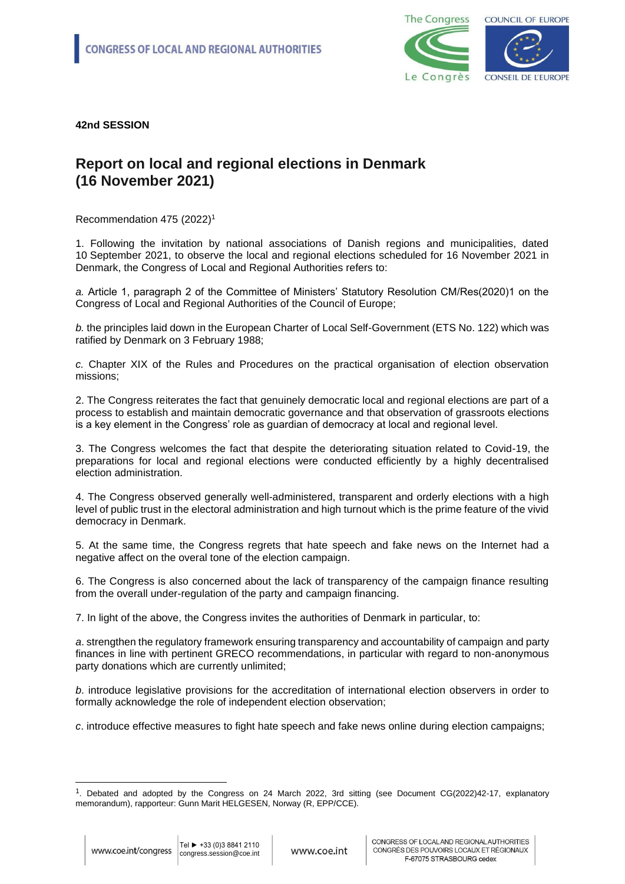**42nd SESSION**

# Report on local and regional elections in Denmark (16 November 2021)

Recommendation 475 (2022)[1]

1. Following the invitation by national associations of Danish regions and municipalities, dated 10 September 2021, to observe the local and regional elections scheduled for 16 November 2021 in Denmark, the Congress of Local and Regional Authorities refers to:

*a.* Article 1, paragraph 2 of the Committee of Ministers' Statutory Resolution CM/Res(2020)1 on the Congress of Local and Regional Authorities of the Council of Europe;

*b.* the principles laid down in the European Charter of Local Self-Government (ETS No. 122) which was ratified by Denmark on 3 February 1988;

*c.* Chapter XIX of the Rules and Procedures on the practical organisation of election observation missions;

2. The Congress reiterates the fact that genuinely democratic local and regional elections are part of a process to establish and maintain democratic governance and that observation of grassroots elections is a key element in the Congress' role as guardian of democracy at local and regional level.

3. The Congress welcomes the fact that despite the deteriorating situation related to Covid-19, the preparations for local and regional elections were conducted efficiently by a highly decentralised election administration.

4. The Congress observed generally well-administered, transparent and orderly elections with a high level of public trust in the electoral administration and high turnout which is the prime feature of the vivid democracy in Denmark.

5. At the same time, the Congress regrets that hate speech and fake news on the Internet had a negative affect on the overal tone of the election campaign.

6. The Congress is also concerned about the lack of transparency of the campaign finance resulting from the overall under-regulation of the party and campaign financing.

7. In light of the above, the Congress invites the authorities of Denmark in particular, to:

*a*. strengthen the regulatory framework ensuring transparency and accountability of campaign and party finances in line with pertinent GRECO recommendations, in particular with regard to non-anonymous party donations which are currently unlimited;

*b*. introduce legislative provisions for the accreditation of international election observers in order to formally acknowledge the role of independent election observation;

*c*. introduce effective measures to fight hate speech and fake news online during election campaigns;

---

[1]. Debated and adopted by the Congress on 24 March 2022, 3rd sitting (see Document CG(2022)42-17, explanatory memorandum), rapporteur: Gunn Marit HELGESEN, Norway (R, EPP/CCE).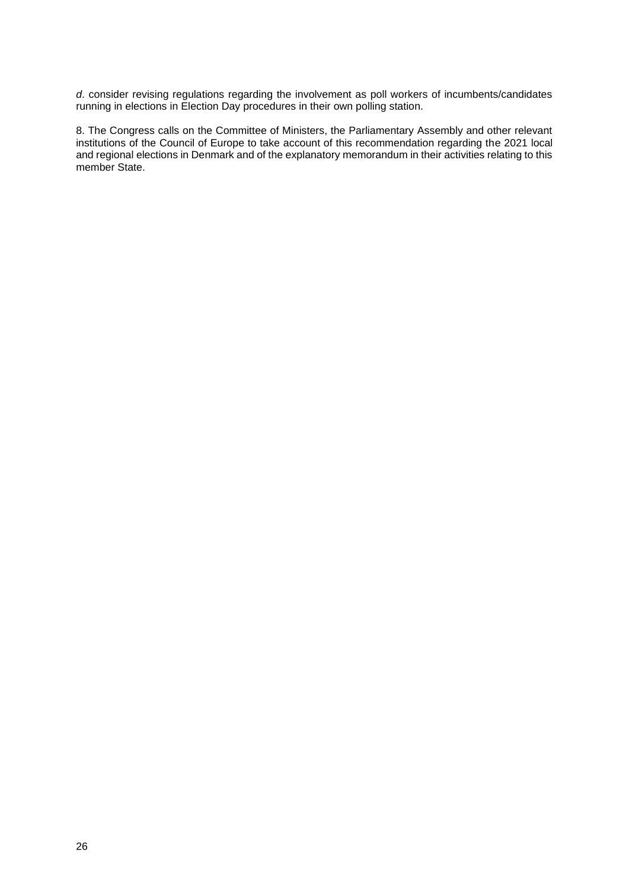*d.* consider revising regulations regarding the involvement as poll workers of incumbents/candidates running in elections in Election Day procedures in their own polling station.

8. The Congress calls on the Committee of Ministers, the Parliamentary Assembly and other relevant institutions of the Council of Europe to take account of this recommendation regarding the 2021 local and regional elections in Denmark and of the explanatory memorandum in their activities relating to this member State.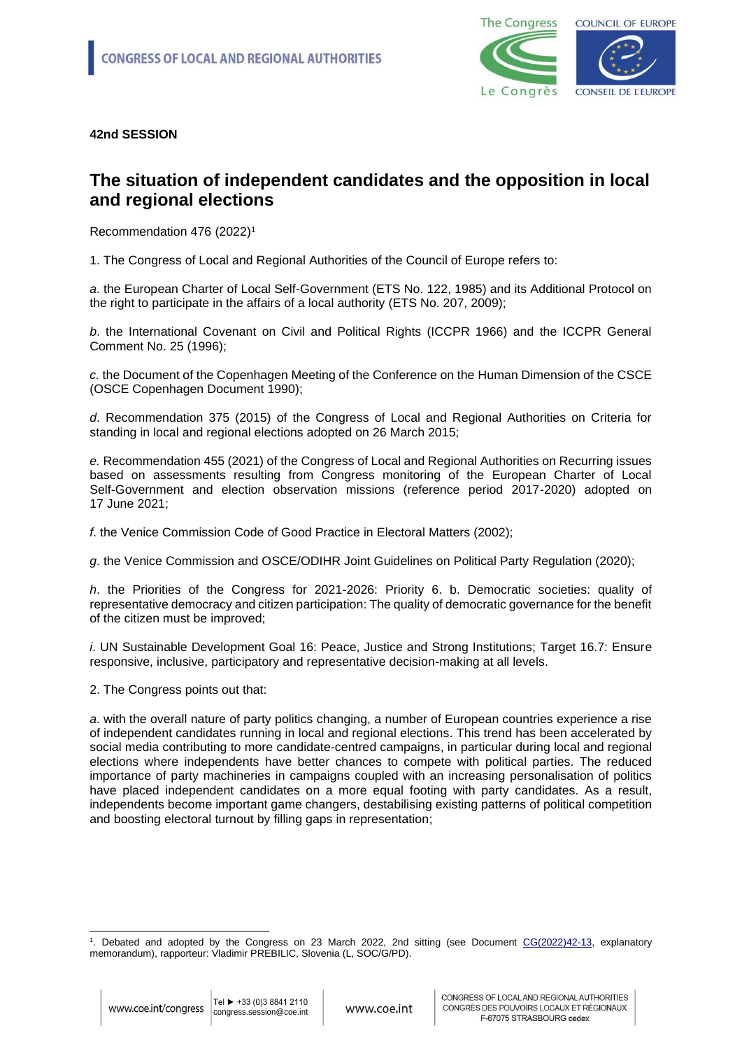CONGRESS OF LOCAL AND REGIONAL AUTHORITIES

**42nd SESSION**

# The situation of independent candidates and the opposition in local and regional elections

Recommendation 476 (2022)[1]

1. The Congress of Local and Regional Authorities of the Council of Europe refers to:

*a*. the European Charter of Local Self-Government (ETS No. 122, 1985) and its Additional Protocol on the right to participate in the affairs of a local authority (ETS No. 207, 2009);

*b*. the International Covenant on Civil and Political Rights (ICCPR 1966) and the ICCPR General Comment No. 25 (1996);

*c*. the Document of the Copenhagen Meeting of the Conference on the Human Dimension of the CSCE (OSCE Copenhagen Document 1990);

*d*. Recommendation 375 (2015) of the Congress of Local and Regional Authorities on Criteria for standing in local and regional elections adopted on 26 March 2015;

*e*. Recommendation 455 (2021) of the Congress of Local and Regional Authorities on Recurring issues based on assessments resulting from Congress monitoring of the European Charter of Local Self-Government and election observation missions (reference period 2017-2020) adopted on 17 June 2021;

*f*. the Venice Commission Code of Good Practice in Electoral Matters (2002);

*g*. the Venice Commission and OSCE/ODIHR Joint Guidelines on Political Party Regulation (2020);

*h*. the Priorities of the Congress for 2021-2026: Priority 6. b. Democratic societies: quality of representative democracy and citizen participation: The quality of democratic governance for the benefit of the citizen must be improved;

*i*. UN Sustainable Development Goal 16: Peace, Justice and Strong Institutions; Target 16.7: Ensure responsive, inclusive, participatory and representative decision-making at all levels.

2. The Congress points out that:

*a*. with the overall nature of party politics changing, a number of European countries experience a rise of independent candidates running in local and regional elections. This trend has been accelerated by social media contributing to more candidate-centred campaigns, in particular during local and regional elections where independents have better chances to compete with political parties. The reduced importance of party machineries in campaigns coupled with an increasing personalisation of politics have placed independent candidates on a more equal footing with party candidates. As a result, independents become important game changers, destabilising existing patterns of political competition and boosting electoral turnout by filling gaps in representation;

[1]. Debated and adopted by the Congress on 23 March 2022, 2nd sitting (see Document CG(2022)42-13, explanatory memorandum), rapporteur: Vladimir PREBILIC, Slovenia (L, SOC/G/PD).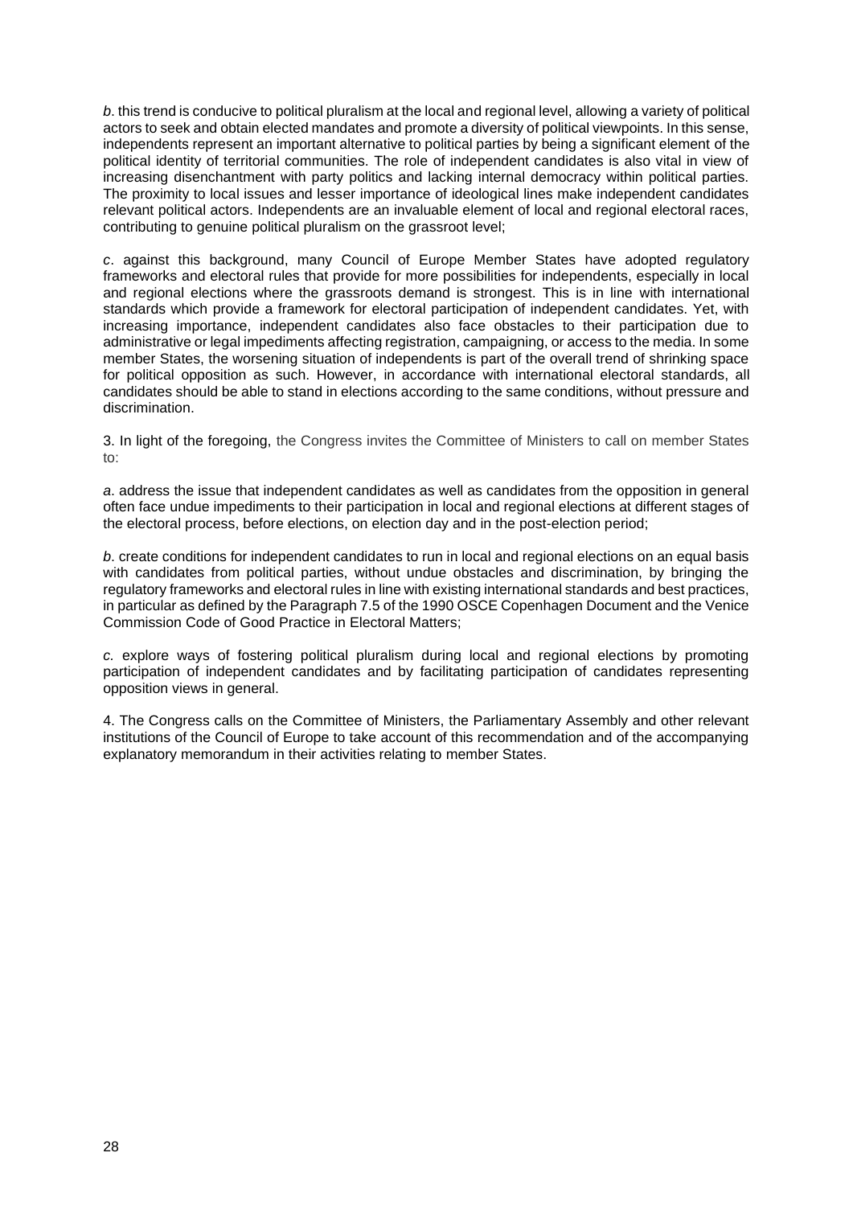*b*. this trend is conducive to political pluralism at the local and regional level, allowing a variety of political actors to seek and obtain elected mandates and promote a diversity of political viewpoints. In this sense, independents represent an important alternative to political parties by being a significant element of the political identity of territorial communities. The role of independent candidates is also vital in view of increasing disenchantment with party politics and lacking internal democracy within political parties. The proximity to local issues and lesser importance of ideological lines make independent candidates relevant political actors. Independents are an invaluable element of local and regional electoral races, contributing to genuine political pluralism on the grassroot level;

*c*. against this background, many Council of Europe Member States have adopted regulatory frameworks and electoral rules that provide for more possibilities for independents, especially in local and regional elections where the grassroots demand is strongest. This is in line with international standards which provide a framework for electoral participation of independent candidates. Yet, with increasing importance, independent candidates also face obstacles to their participation due to administrative or legal impediments affecting registration, campaigning, or access to the media. In some member States, the worsening situation of independents is part of the overall trend of shrinking space for political opposition as such. However, in accordance with international electoral standards, all candidates should be able to stand in elections according to the same conditions, without pressure and discrimination.

3. In light of the foregoing, the Congress invites the Committee of Ministers to call on member States to:

*a*. address the issue that independent candidates as well as candidates from the opposition in general often face undue impediments to their participation in local and regional elections at different stages of the electoral process, before elections, on election day and in the post-election period;

*b*. create conditions for independent candidates to run in local and regional elections on an equal basis with candidates from political parties, without undue obstacles and discrimination, by bringing the regulatory frameworks and electoral rules in line with existing international standards and best practices, in particular as defined by the Paragraph 7.5 of the 1990 OSCE Copenhagen Document and the Venice Commission Code of Good Practice in Electoral Matters;

*c.* explore ways of fostering political pluralism during local and regional elections by promoting participation of independent candidates and by facilitating participation of candidates representing opposition views in general.

4. The Congress calls on the Committee of Ministers, the Parliamentary Assembly and other relevant institutions of the Council of Europe to take account of this recommendation and of the accompanying explanatory memorandum in their activities relating to member States.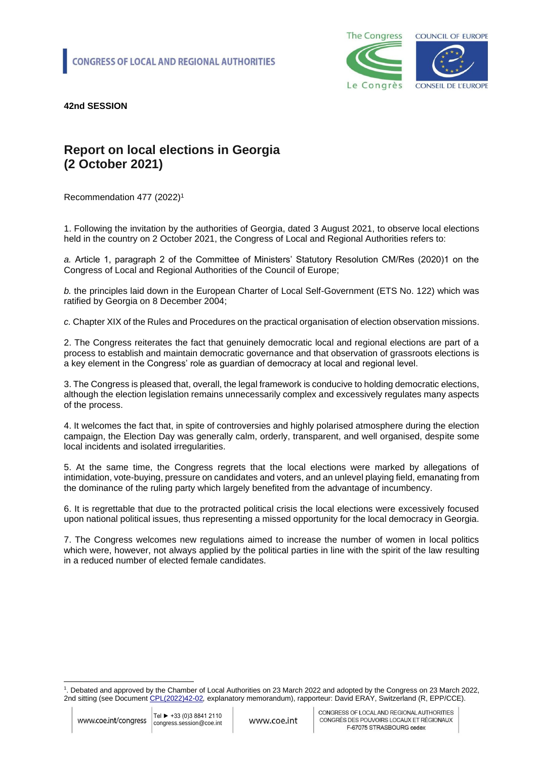CONGRESS OF LOCAL AND REGIONAL AUTHORITIES

**42nd SESSION**

# Report on local elections in Georgia (2 October 2021)

Recommendation 477 (2022)[1]

1. Following the invitation by the authorities of Georgia, dated 3 August 2021, to observe local elections held in the country on 2 October 2021, the Congress of Local and Regional Authorities refers to:

*a.* Article 1, paragraph 2 of the Committee of Ministers' Statutory Resolution CM/Res (2020)1 on the Congress of Local and Regional Authorities of the Council of Europe;

*b.* the principles laid down in the European Charter of Local Self-Government (ETS No. 122) which was ratified by Georgia on 8 December 2004;

*c.* Chapter XIX of the Rules and Procedures on the practical organisation of election observation missions.

2. The Congress reiterates the fact that genuinely democratic local and regional elections are part of a process to establish and maintain democratic governance and that observation of grassroots elections is a key element in the Congress' role as guardian of democracy at local and regional level.

3. The Congress is pleased that, overall, the legal framework is conducive to holding democratic elections, although the election legislation remains unnecessarily complex and excessively regulates many aspects of the process.

4. It welcomes the fact that, in spite of controversies and highly polarised atmosphere during the election campaign, the Election Day was generally calm, orderly, transparent, and well organised, despite some local incidents and isolated irregularities.

5. At the same time, the Congress regrets that the local elections were marked by allegations of intimidation, vote-buying, pressure on candidates and voters, and an unlevel playing field, emanating from the dominance of the ruling party which largely benefited from the advantage of incumbency.

6. It is regrettable that due to the protracted political crisis the local elections were excessively focused upon national political issues, thus representing a missed opportunity for the local democracy in Georgia.

7. The Congress welcomes new regulations aimed to increase the number of women in local politics which were, however, not always applied by the political parties in line with the spirit of the law resulting in a reduced number of elected female candidates.

---

[1]. Debated and approved by the Chamber of Local Authorities on 23 March 2022 and adopted by the Congress on 23 March 2022, 2nd sitting (see Document CPL(2022)42-02, explanatory memorandum), rapporteur: David ERAY, Switzerland (R, EPP/CCE).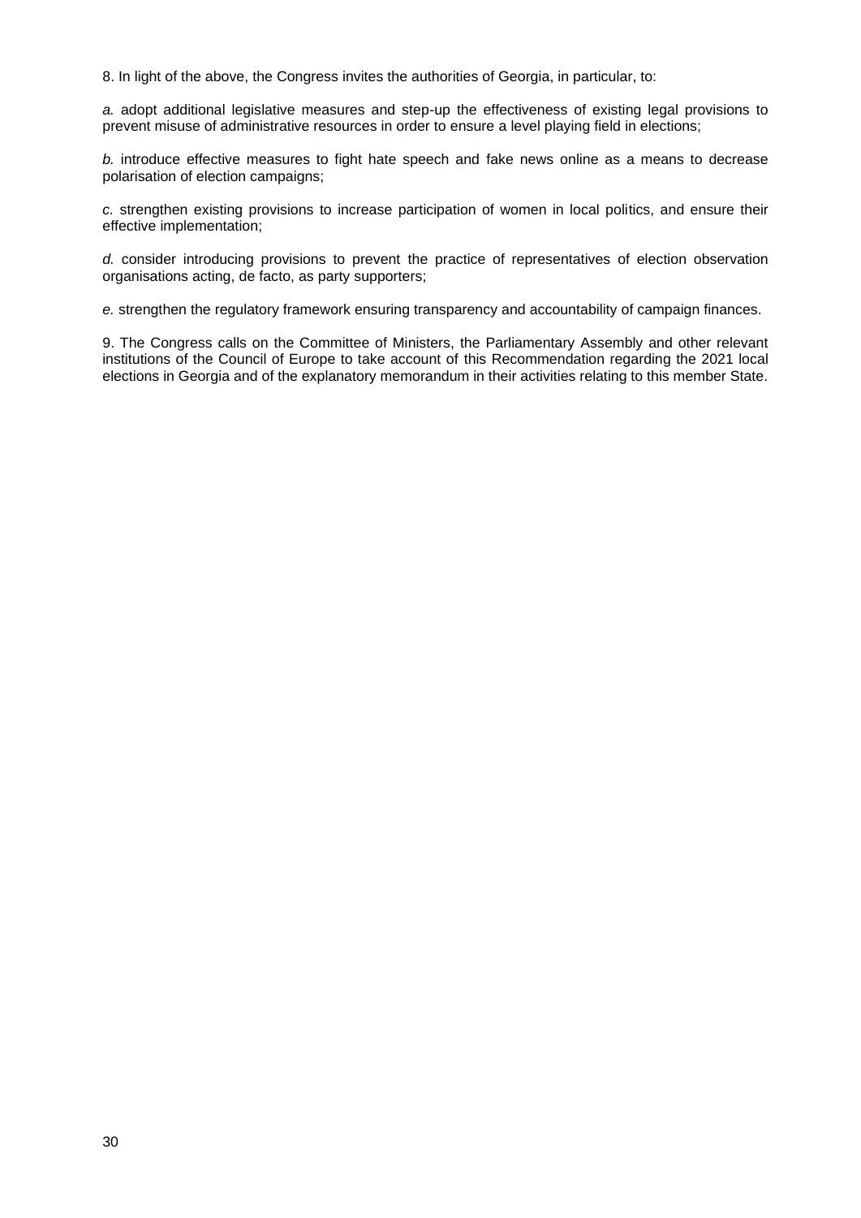8. In light of the above, the Congress invites the authorities of Georgia, in particular, to:

*a.* adopt additional legislative measures and step-up the effectiveness of existing legal provisions to prevent misuse of administrative resources in order to ensure a level playing field in elections;

*b.* introduce effective measures to fight hate speech and fake news online as a means to decrease polarisation of election campaigns;

*c.* strengthen existing provisions to increase participation of women in local politics, and ensure their effective implementation;

*d.* consider introducing provisions to prevent the practice of representatives of election observation organisations acting, de facto, as party supporters;

*e.* strengthen the regulatory framework ensuring transparency and accountability of campaign finances.

9. The Congress calls on the Committee of Ministers, the Parliamentary Assembly and other relevant institutions of the Council of Europe to take account of this Recommendation regarding the 2021 local elections in Georgia and of the explanatory memorandum in their activities relating to this member State.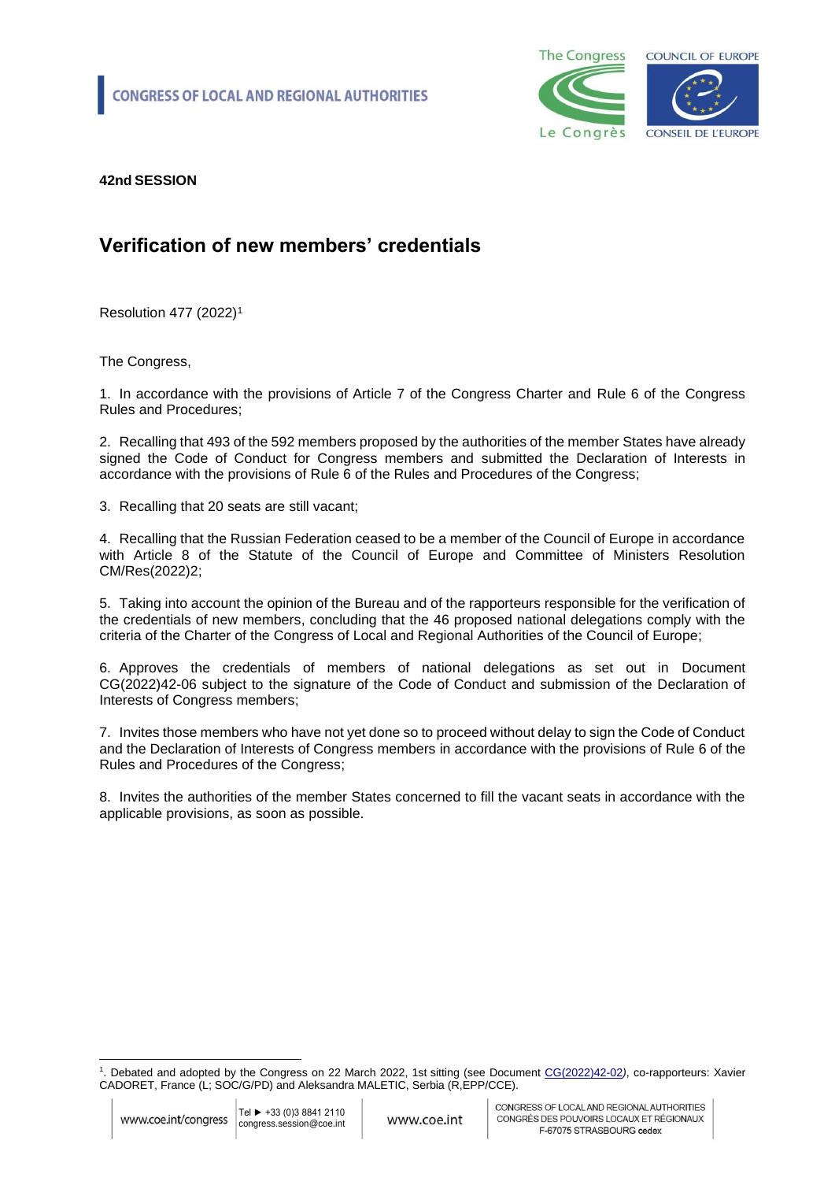CONGRESS OF LOCAL AND REGIONAL AUTHORITIES

**42nd SESSION**

# Verification of new members' credentials

Resolution 477 (2022)[1]

The Congress,

1. In accordance with the provisions of Article 7 of the Congress Charter and Rule 6 of the Congress Rules and Procedures;

2. Recalling that 493 of the 592 members proposed by the authorities of the member States have already signed the Code of Conduct for Congress members and submitted the Declaration of Interests in accordance with the provisions of Rule 6 of the Rules and Procedures of the Congress;

3. Recalling that 20 seats are still vacant;

4. Recalling that the Russian Federation ceased to be a member of the Council of Europe in accordance with Article 8 of the Statute of the Council of Europe and Committee of Ministers Resolution CM/Res(2022)2;

5. Taking into account the opinion of the Bureau and of the rapporteurs responsible for the verification of the credentials of new members, concluding that the 46 proposed national delegations comply with the criteria of the Charter of the Congress of Local and Regional Authorities of the Council of Europe;

6. Approves the credentials of members of national delegations as set out in Document CG(2022)42-06 subject to the signature of the Code of Conduct and submission of the Declaration of Interests of Congress members;

7. Invites those members who have not yet done so to proceed without delay to sign the Code of Conduct and the Declaration of Interests of Congress members in accordance with the provisions of Rule 6 of the Rules and Procedures of the Congress;

8. Invites the authorities of the member States concerned to fill the vacant seats in accordance with the applicable provisions, as soon as possible.

---

[1]. Debated and adopted by the Congress on 22 March 2022, 1st sitting (see Document CG(2022)42-02*)*, co-rapporteurs: Xavier CADORET, France (L; SOC/G/PD) and Aleksandra MALETIC, Serbia (R,EPP/CCE).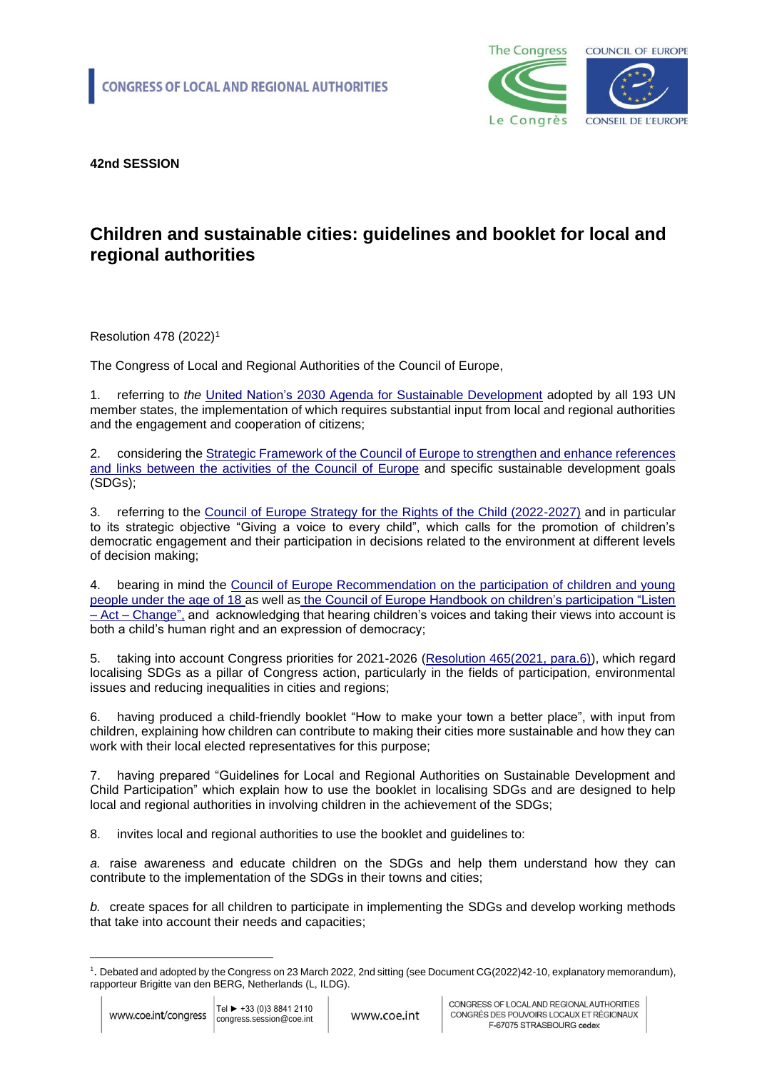CONGRESS OF LOCAL AND REGIONAL AUTHORITIES

**42nd SESSION**

# Children and sustainable cities: guidelines and booklet for local and regional authorities

Resolution 478 (2022)[1]

The Congress of Local and Regional Authorities of the Council of Europe,

1. referring to *the* United Nation's 2030 Agenda for Sustainable Development adopted by all 193 UN member states, the implementation of which requires substantial input from local and regional authorities and the engagement and cooperation of citizens;

2. considering the Strategic Framework of the Council of Europe to strengthen and enhance references and links between the activities of the Council of Europe and specific sustainable development goals (SDGs);

3. referring to the Council of Europe Strategy for the Rights of the Child (2022-2027) and in particular to its strategic objective "Giving a voice to every child", which calls for the promotion of children's democratic engagement and their participation in decisions related to the environment at different levels of decision making;

4. bearing in mind the Council of Europe Recommendation on the participation of children and young people under the age of 18 as well as the Council of Europe Handbook on children's participation "Listen – Act – Change", and acknowledging that hearing children's voices and taking their views into account is both a child's human right and an expression of democracy;

5. taking into account Congress priorities for 2021-2026 (Resolution 465(2021, para.6)), which regard localising SDGs as a pillar of Congress action, particularly in the fields of participation, environmental issues and reducing inequalities in cities and regions;

6. having produced a child-friendly booklet "How to make your town a better place", with input from children, explaining how children can contribute to making their cities more sustainable and how they can work with their local elected representatives for this purpose;

7. having prepared "Guidelines for Local and Regional Authorities on Sustainable Development and Child Participation" which explain how to use the booklet in localising SDGs and are designed to help local and regional authorities in involving children in the achievement of the SDGs;

8. invites local and regional authorities to use the booklet and guidelines to:

*a.* raise awareness and educate children on the SDGs and help them understand how they can contribute to the implementation of the SDGs in their towns and cities;

*b.* create spaces for all children to participate in implementing the SDGs and develop working methods that take into account their needs and capacities;

---

[1]. Debated and adopted by the Congress on 23 March 2022, 2nd sitting (see Document CG(2022)42-10, explanatory memorandum), rapporteur Brigitte van den BERG, Netherlands (L, ILDG).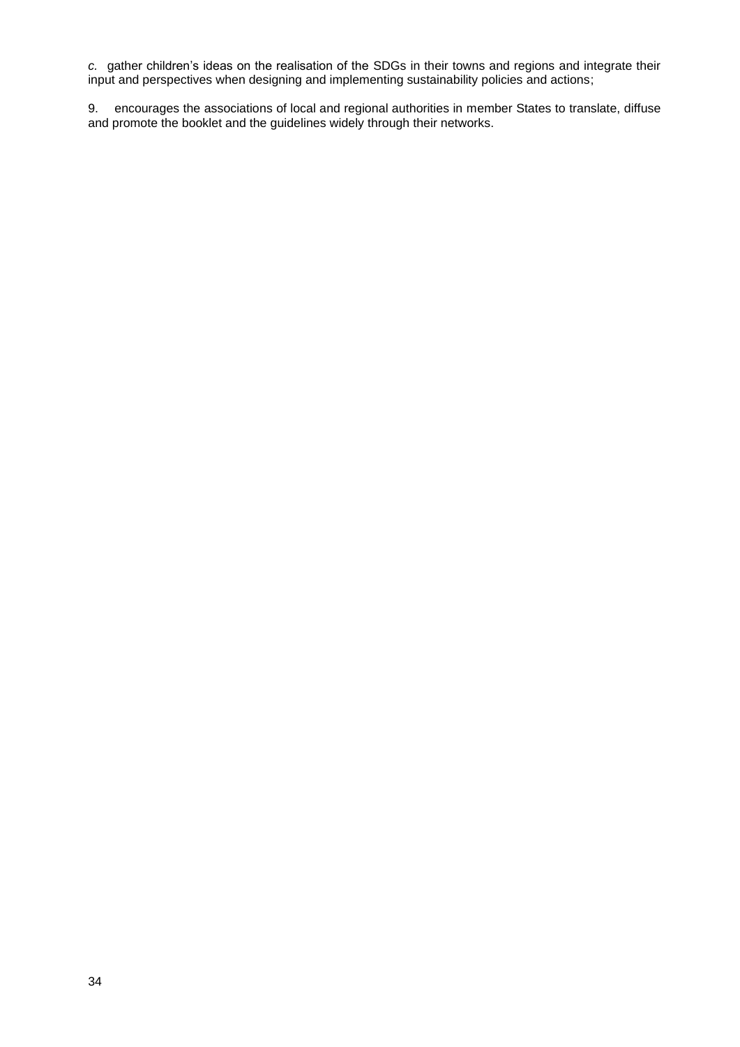*c.* gather children's ideas on the realisation of the SDGs in their towns and regions and integrate their input and perspectives when designing and implementing sustainability policies and actions;

9. encourages the associations of local and regional authorities in member States to translate, diffuse and promote the booklet and the guidelines widely through their networks.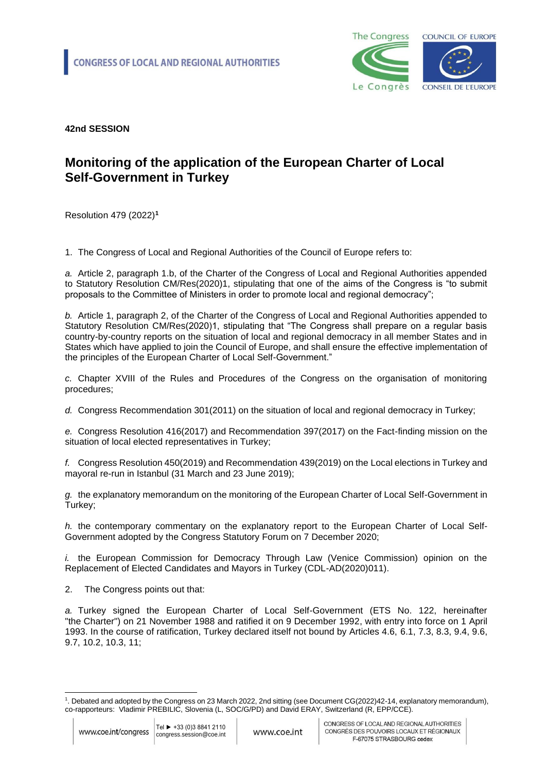CONGRESS OF LOCAL AND REGIONAL AUTHORITIES

**42nd SESSION**

# Monitoring of the application of the European Charter of Local Self-Government in Turkey

Resolution 479 (2022)[1]

1. The Congress of Local and Regional Authorities of the Council of Europe refers to:

*a.* Article 2, paragraph 1.b, of the Charter of the Congress of Local and Regional Authorities appended to Statutory Resolution CM/Res(2020)1, stipulating that one of the aims of the Congress is "to submit proposals to the Committee of Ministers in order to promote local and regional democracy";

*b.* Article 1, paragraph 2, of the Charter of the Congress of Local and Regional Authorities appended to Statutory Resolution CM/Res(2020)1, stipulating that "The Congress shall prepare on a regular basis country-by-country reports on the situation of local and regional democracy in all member States and in States which have applied to join the Council of Europe, and shall ensure the effective implementation of the principles of the European Charter of Local Self-Government."

*c.* Chapter XVIII of the Rules and Procedures of the Congress on the organisation of monitoring procedures;

*d.* Congress Recommendation 301(2011) on the situation of local and regional democracy in Turkey;

*e.* Congress Resolution 416(2017) and Recommendation 397(2017) on the Fact-finding mission on the situation of local elected representatives in Turkey;

*f.* Congress Resolution 450(2019) and Recommendation 439(2019) on the Local elections in Turkey and mayoral re-run in Istanbul (31 March and 23 June 2019);

*g.* the explanatory memorandum on the monitoring of the European Charter of Local Self-Government in Turkey;

*h.* the contemporary commentary on the explanatory report to the European Charter of Local Self-Government adopted by the Congress Statutory Forum on 7 December 2020;

*i.* the European Commission for Democracy Through Law (Venice Commission) opinion on the Replacement of Elected Candidates and Mayors in Turkey (CDL-AD(2020)011).

2. The Congress points out that:

*a.* Turkey signed the European Charter of Local Self-Government (ETS No. 122, hereinafter "the Charter") on 21 November 1988 and ratified it on 9 December 1992, with entry into force on 1 April 1993. In the course of ratification, Turkey declared itself not bound by Articles 4.6, 6.1, 7.3, 8.3, 9.4, 9.6, 9.7, 10.2, 10.3, 11;

---

[1]. Debated and adopted by the Congress on 23 March 2022, 2nd sitting (see Document CG(2022)42-14, explanatory memorandum), co-rapporteurs: Vladimir PREBILIC, Slovenia (L, SOC/G/PD) and David ERAY, Switzerland (R, EPP/CCE).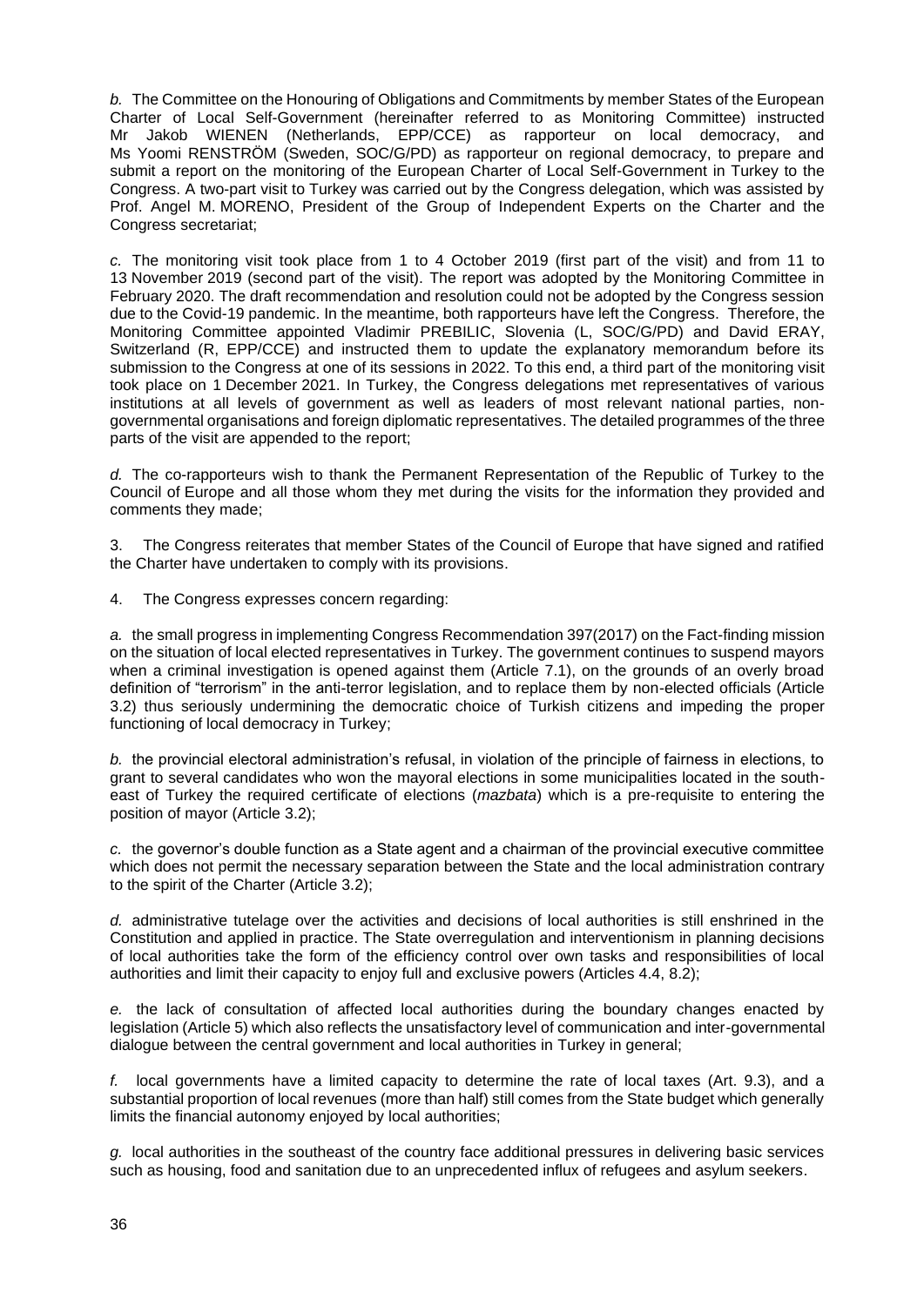*b.* The Committee on the Honouring of Obligations and Commitments by member States of the European Charter of Local Self-Government (hereinafter referred to as Monitoring Committee) instructed Mr Jakob WIENEN (Netherlands, EPP/CCE) as rapporteur on local democracy, and Ms Yoomi RENSTRÖM (Sweden, SOC/G/PD) as rapporteur on regional democracy, to prepare and submit a report on the monitoring of the European Charter of Local Self-Government in Turkey to the Congress. A two-part visit to Turkey was carried out by the Congress delegation, which was assisted by Prof. Angel M. MORENO, President of the Group of Independent Experts on the Charter and the Congress secretariat;

*c.* The monitoring visit took place from 1 to 4 October 2019 (first part of the visit) and from 11 to 13 November 2019 (second part of the visit). The report was adopted by the Monitoring Committee in February 2020. The draft recommendation and resolution could not be adopted by the Congress session due to the Covid-19 pandemic. In the meantime, both rapporteurs have left the Congress. Therefore, the Monitoring Committee appointed Vladimir PREBILIC, Slovenia (L, SOC/G/PD) and David ERAY, Switzerland (R, EPP/CCE) and instructed them to update the explanatory memorandum before its submission to the Congress at one of its sessions in 2022. To this end, a third part of the monitoring visit took place on 1 December 2021. In Turkey, the Congress delegations met representatives of various institutions at all levels of government as well as leaders of most relevant national parties, non-governmental organisations and foreign diplomatic representatives. The detailed programmes of the three parts of the visit are appended to the report;

*d.* The co-rapporteurs wish to thank the Permanent Representation of the Republic of Turkey to the Council of Europe and all those whom they met during the visits for the information they provided and comments they made;

3. The Congress reiterates that member States of the Council of Europe that have signed and ratified the Charter have undertaken to comply with its provisions.

4. The Congress expresses concern regarding:

*a.* the small progress in implementing Congress Recommendation 397(2017) on the Fact-finding mission on the situation of local elected representatives in Turkey. The government continues to suspend mayors when a criminal investigation is opened against them (Article 7.1), on the grounds of an overly broad definition of "terrorism" in the anti-terror legislation, and to replace them by non-elected officials (Article 3.2) thus seriously undermining the democratic choice of Turkish citizens and impeding the proper functioning of local democracy in Turkey;

*b.* the provincial electoral administration's refusal, in violation of the principle of fairness in elections, to grant to several candidates who won the mayoral elections in some municipalities located in the south-east of Turkey the required certificate of elections (*mazbata*) which is a pre-requisite to entering the position of mayor (Article 3.2);

*c.* the governor's double function as a State agent and a chairman of the provincial executive committee which does not permit the necessary separation between the State and the local administration contrary to the spirit of the Charter (Article 3.2);

*d.* administrative tutelage over the activities and decisions of local authorities is still enshrined in the Constitution and applied in practice. The State overregulation and interventionism in planning decisions of local authorities take the form of the efficiency control over own tasks and responsibilities of local authorities and limit their capacity to enjoy full and exclusive powers (Articles 4.4, 8.2);

*e.* the lack of consultation of affected local authorities during the boundary changes enacted by legislation (Article 5) which also reflects the unsatisfactory level of communication and inter-governmental dialogue between the central government and local authorities in Turkey in general;

*f.* local governments have a limited capacity to determine the rate of local taxes (Art. 9.3), and a substantial proportion of local revenues (more than half) still comes from the State budget which generally limits the financial autonomy enjoyed by local authorities;

*g.* local authorities in the southeast of the country face additional pressures in delivering basic services such as housing, food and sanitation due to an unprecedented influx of refugees and asylum seekers.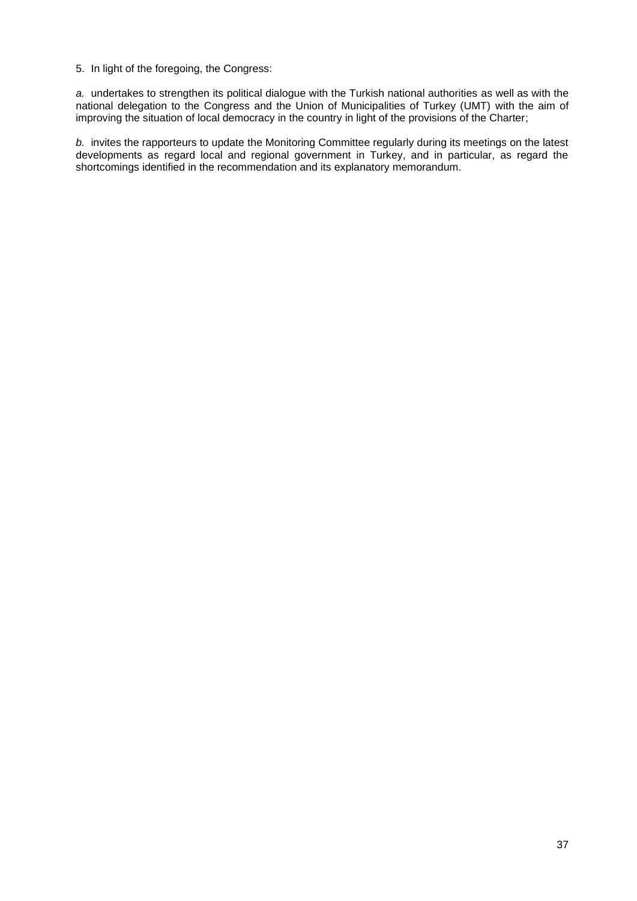5. In light of the foregoing, the Congress:

*a.* undertakes to strengthen its political dialogue with the Turkish national authorities as well as with the national delegation to the Congress and the Union of Municipalities of Turkey (UMT) with the aim of improving the situation of local democracy in the country in light of the provisions of the Charter;

*b.* invites the rapporteurs to update the Monitoring Committee regularly during its meetings on the latest developments as regard local and regional government in Turkey, and in particular, as regard the shortcomings identified in the recommendation and its explanatory memorandum.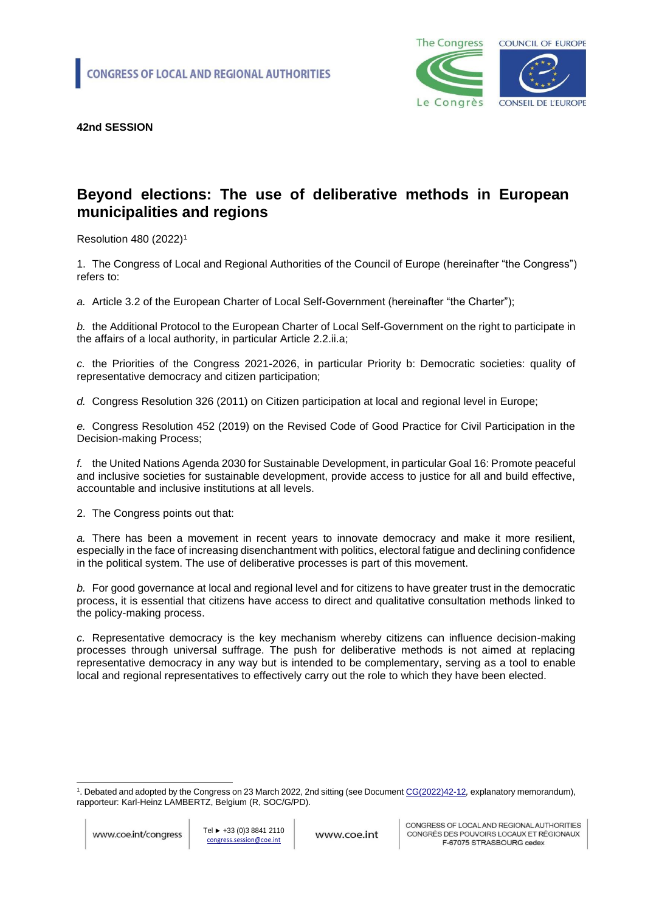CONGRESS OF LOCAL AND REGIONAL AUTHORITIES

**42nd SESSION**

# Beyond elections: The use of deliberative methods in European municipalities and regions

Resolution 480 (2022)[1]

1. The Congress of Local and Regional Authorities of the Council of Europe (hereinafter "the Congress") refers to:

*a.* Article 3.2 of the European Charter of Local Self-Government (hereinafter "the Charter");

*b.* the Additional Protocol to the European Charter of Local Self-Government on the right to participate in the affairs of a local authority, in particular Article 2.2.ii.a;

*c.* the Priorities of the Congress 2021-2026, in particular Priority b: Democratic societies: quality of representative democracy and citizen participation;

*d.* Congress Resolution 326 (2011) on Citizen participation at local and regional level in Europe;

*e.* Congress Resolution 452 (2019) on the Revised Code of Good Practice for Civil Participation in the Decision-making Process;

*f.* the United Nations Agenda 2030 for Sustainable Development, in particular Goal 16: Promote peaceful and inclusive societies for sustainable development, provide access to justice for all and build effective, accountable and inclusive institutions at all levels.

2. The Congress points out that:

*a.* There has been a movement in recent years to innovate democracy and make it more resilient, especially in the face of increasing disenchantment with politics, electoral fatigue and declining confidence in the political system. The use of deliberative processes is part of this movement.

*b.* For good governance at local and regional level and for citizens to have greater trust in the democratic process, it is essential that citizens have access to direct and qualitative consultation methods linked to the policy-making process.

*c.* Representative democracy is the key mechanism whereby citizens can influence decision-making processes through universal suffrage. The push for deliberative methods is not aimed at replacing representative democracy in any way but is intended to be complementary, serving as a tool to enable local and regional representatives to effectively carry out the role to which they have been elected.

---

[1]. Debated and adopted by the Congress on 23 March 2022, 2nd sitting (see Document CG(2022)42-12, explanatory memorandum), rapporteur: Karl-Heinz LAMBERTZ, Belgium (R, SOC/G/PD).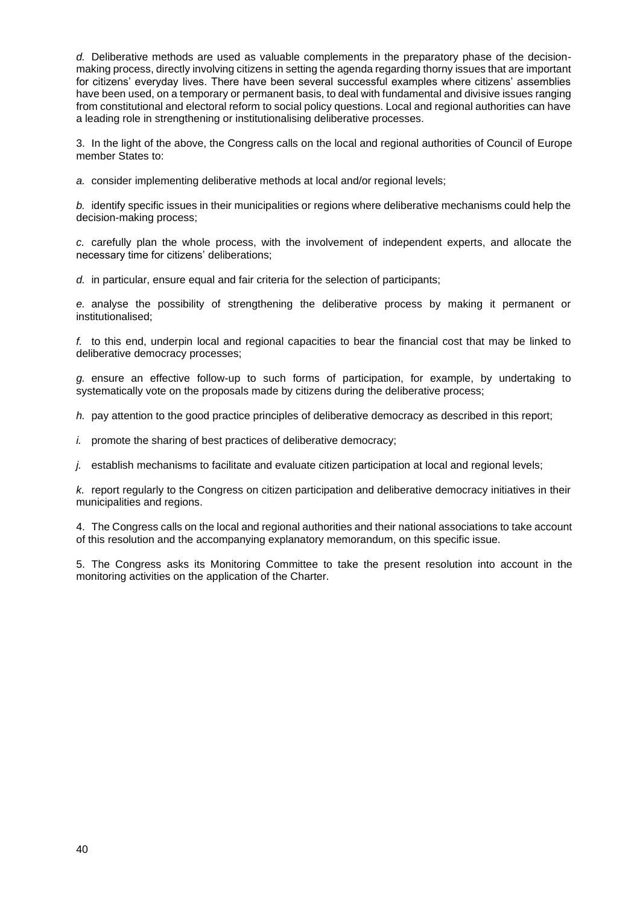*d.* Deliberative methods are used as valuable complements in the preparatory phase of the decision-making process, directly involving citizens in setting the agenda regarding thorny issues that are important for citizens' everyday lives. There have been several successful examples where citizens' assemblies have been used, on a temporary or permanent basis, to deal with fundamental and divisive issues ranging from constitutional and electoral reform to social policy questions. Local and regional authorities can have a leading role in strengthening or institutionalising deliberative processes.

3. In the light of the above, the Congress calls on the local and regional authorities of Council of Europe member States to:

*a.* consider implementing deliberative methods at local and/or regional levels;

*b.* identify specific issues in their municipalities or regions where deliberative mechanisms could help the decision-making process;

*c.* carefully plan the whole process, with the involvement of independent experts, and allocate the necessary time for citizens' deliberations;

*d.* in particular, ensure equal and fair criteria for the selection of participants;

*e.* analyse the possibility of strengthening the deliberative process by making it permanent or institutionalised;

*f.* to this end, underpin local and regional capacities to bear the financial cost that may be linked to deliberative democracy processes;

*g.* ensure an effective follow-up to such forms of participation, for example, by undertaking to systematically vote on the proposals made by citizens during the deliberative process;

*h.* pay attention to the good practice principles of deliberative democracy as described in this report;

*i.* promote the sharing of best practices of deliberative democracy;

*j.* establish mechanisms to facilitate and evaluate citizen participation at local and regional levels;

*k.* report regularly to the Congress on citizen participation and deliberative democracy initiatives in their municipalities and regions.

4. The Congress calls on the local and regional authorities and their national associations to take account of this resolution and the accompanying explanatory memorandum, on this specific issue.

5. The Congress asks its Monitoring Committee to take the present resolution into account in the monitoring activities on the application of the Charter.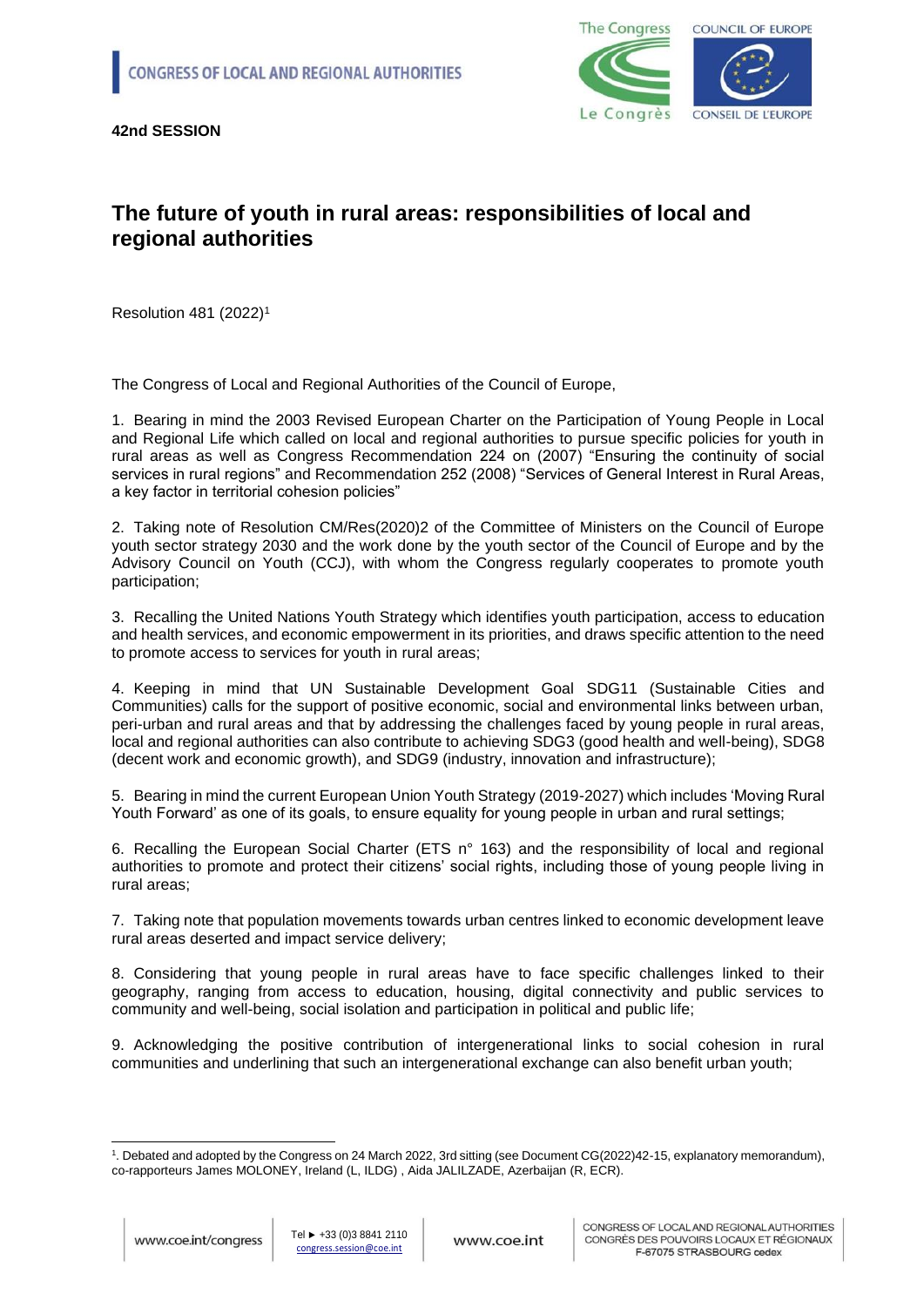CONGRESS OF LOCAL AND REGIONAL AUTHORITIES

**42nd SESSION**

# The future of youth in rural areas: responsibilities of local and regional authorities

Resolution 481 (2022)[1]

The Congress of Local and Regional Authorities of the Council of Europe,

1. Bearing in mind the 2003 Revised European Charter on the Participation of Young People in Local and Regional Life which called on local and regional authorities to pursue specific policies for youth in rural areas as well as Congress Recommendation 224 on (2007) "Ensuring the continuity of social services in rural regions" and Recommendation 252 (2008) "Services of General Interest in Rural Areas, a key factor in territorial cohesion policies"

2. Taking note of Resolution CM/Res(2020)2 of the Committee of Ministers on the Council of Europe youth sector strategy 2030 and the work done by the youth sector of the Council of Europe and by the Advisory Council on Youth (CCJ), with whom the Congress regularly cooperates to promote youth participation;

3. Recalling the United Nations Youth Strategy which identifies youth participation, access to education and health services, and economic empowerment in its priorities, and draws specific attention to the need to promote access to services for youth in rural areas;

4. Keeping in mind that UN Sustainable Development Goal SDG11 (Sustainable Cities and Communities) calls for the support of positive economic, social and environmental links between urban, peri-urban and rural areas and that by addressing the challenges faced by young people in rural areas, local and regional authorities can also contribute to achieving SDG3 (good health and well-being), SDG8 (decent work and economic growth), and SDG9 (industry, innovation and infrastructure);

5. Bearing in mind the current European Union Youth Strategy (2019-2027) which includes 'Moving Rural Youth Forward' as one of its goals, to ensure equality for young people in urban and rural settings;

6. Recalling the European Social Charter (ETS n° 163) and the responsibility of local and regional authorities to promote and protect their citizens' social rights, including those of young people living in rural areas;

7. Taking note that population movements towards urban centres linked to economic development leave rural areas deserted and impact service delivery;

8. Considering that young people in rural areas have to face specific challenges linked to their geography, ranging from access to education, housing, digital connectivity and public services to community and well-being, social isolation and participation in political and public life;

9. Acknowledging the positive contribution of intergenerational links to social cohesion in rural communities and underlining that such an intergenerational exchange can also benefit urban youth;

---

[1]. Debated and adopted by the Congress on 24 March 2022, 3rd sitting (see Document CG(2022)42-15, explanatory memorandum), co-rapporteurs James MOLONEY, Ireland (L, ILDG) , Aida JALILZADE, Azerbaijan (R, ECR).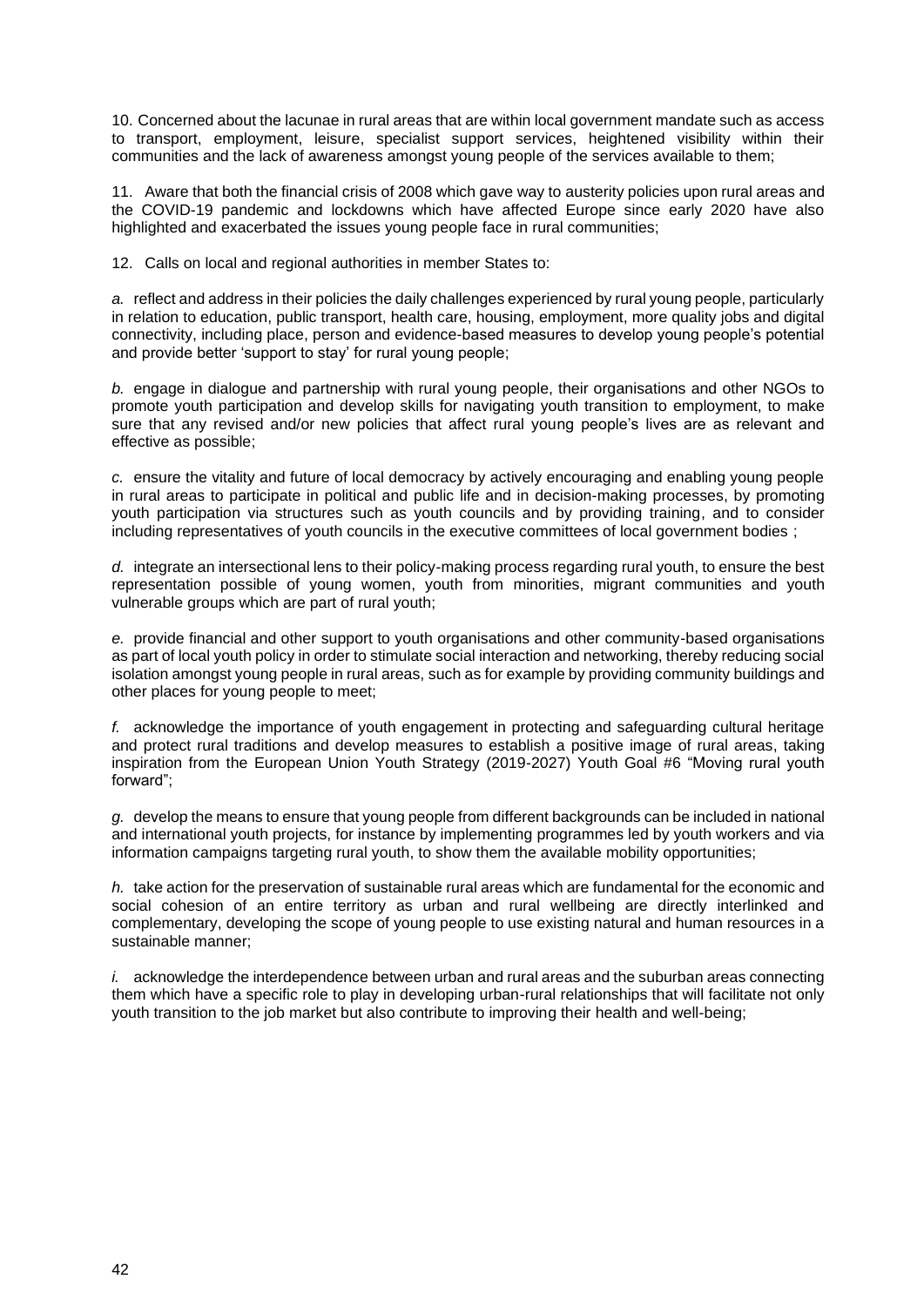10. Concerned about the lacunae in rural areas that are within local government mandate such as access to transport, employment, leisure, specialist support services, heightened visibility within their communities and the lack of awareness amongst young people of the services available to them;

11. Aware that both the financial crisis of 2008 which gave way to austerity policies upon rural areas and the COVID-19 pandemic and lockdowns which have affected Europe since early 2020 have also highlighted and exacerbated the issues young people face in rural communities;

12. Calls on local and regional authorities in member States to:

*a.* reflect and address in their policies the daily challenges experienced by rural young people, particularly in relation to education, public transport, health care, housing, employment, more quality jobs and digital connectivity, including place, person and evidence-based measures to develop young people's potential and provide better 'support to stay' for rural young people;

*b.* engage in dialogue and partnership with rural young people, their organisations and other NGOs to promote youth participation and develop skills for navigating youth transition to employment, to make sure that any revised and/or new policies that affect rural young people's lives are as relevant and effective as possible;

*c.* ensure the vitality and future of local democracy by actively encouraging and enabling young people in rural areas to participate in political and public life and in decision-making processes, by promoting youth participation via structures such as youth councils and by providing training, and to consider including representatives of youth councils in the executive committees of local government bodies ;

*d.* integrate an intersectional lens to their policy-making process regarding rural youth, to ensure the best representation possible of young women, youth from minorities, migrant communities and youth vulnerable groups which are part of rural youth;

*e.* provide financial and other support to youth organisations and other community-based organisations as part of local youth policy in order to stimulate social interaction and networking, thereby reducing social isolation amongst young people in rural areas, such as for example by providing community buildings and other places for young people to meet;

*f.* acknowledge the importance of youth engagement in protecting and safeguarding cultural heritage and protect rural traditions and develop measures to establish a positive image of rural areas, taking inspiration from the European Union Youth Strategy (2019-2027) Youth Goal #6 "Moving rural youth forward";

*g.* develop the means to ensure that young people from different backgrounds can be included in national and international youth projects, for instance by implementing programmes led by youth workers and via information campaigns targeting rural youth, to show them the available mobility opportunities;

*h.* take action for the preservation of sustainable rural areas which are fundamental for the economic and social cohesion of an entire territory as urban and rural wellbeing are directly interlinked and complementary, developing the scope of young people to use existing natural and human resources in a sustainable manner;

*i.* acknowledge the interdependence between urban and rural areas and the suburban areas connecting them which have a specific role to play in developing urban-rural relationships that will facilitate not only youth transition to the job market but also contribute to improving their health and well-being;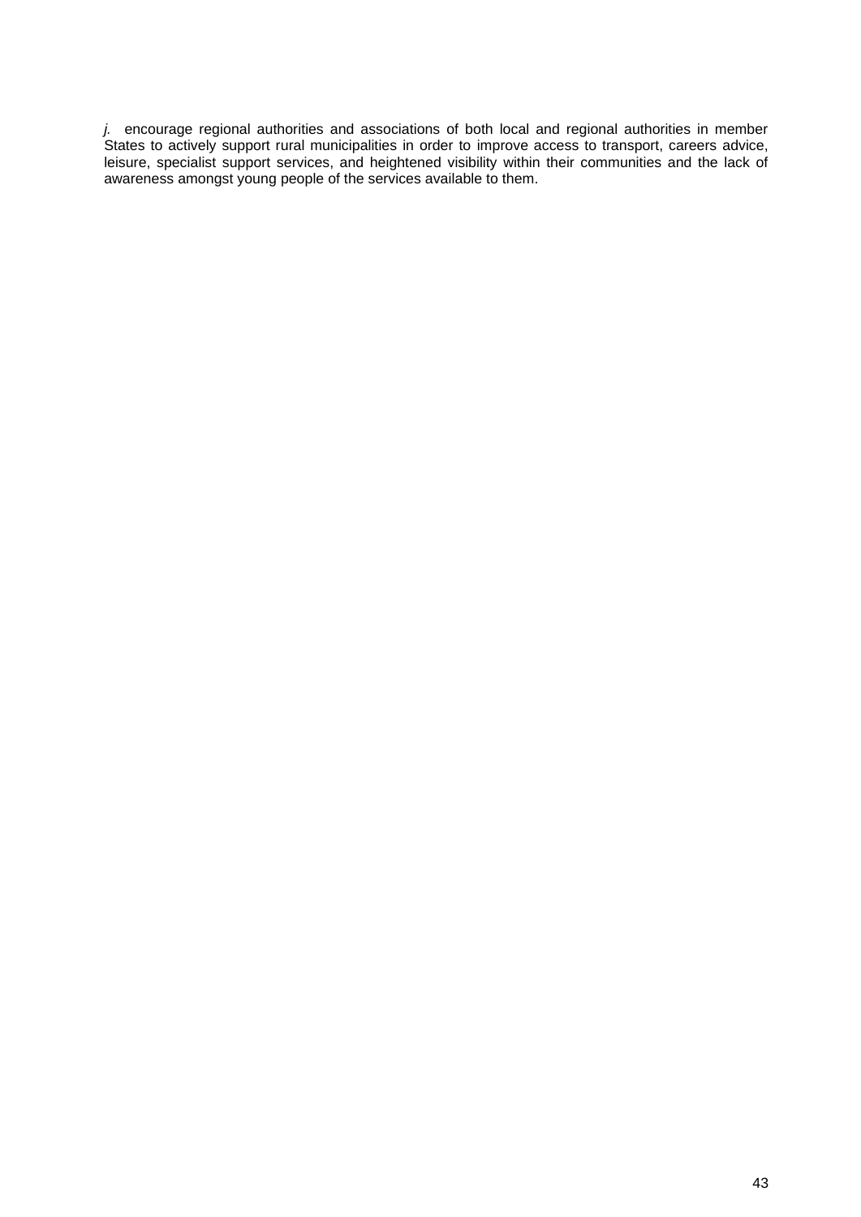*j.* encourage regional authorities and associations of both local and regional authorities in member States to actively support rural municipalities in order to improve access to transport, careers advice, leisure, specialist support services, and heightened visibility within their communities and the lack of awareness amongst young people of the services available to them.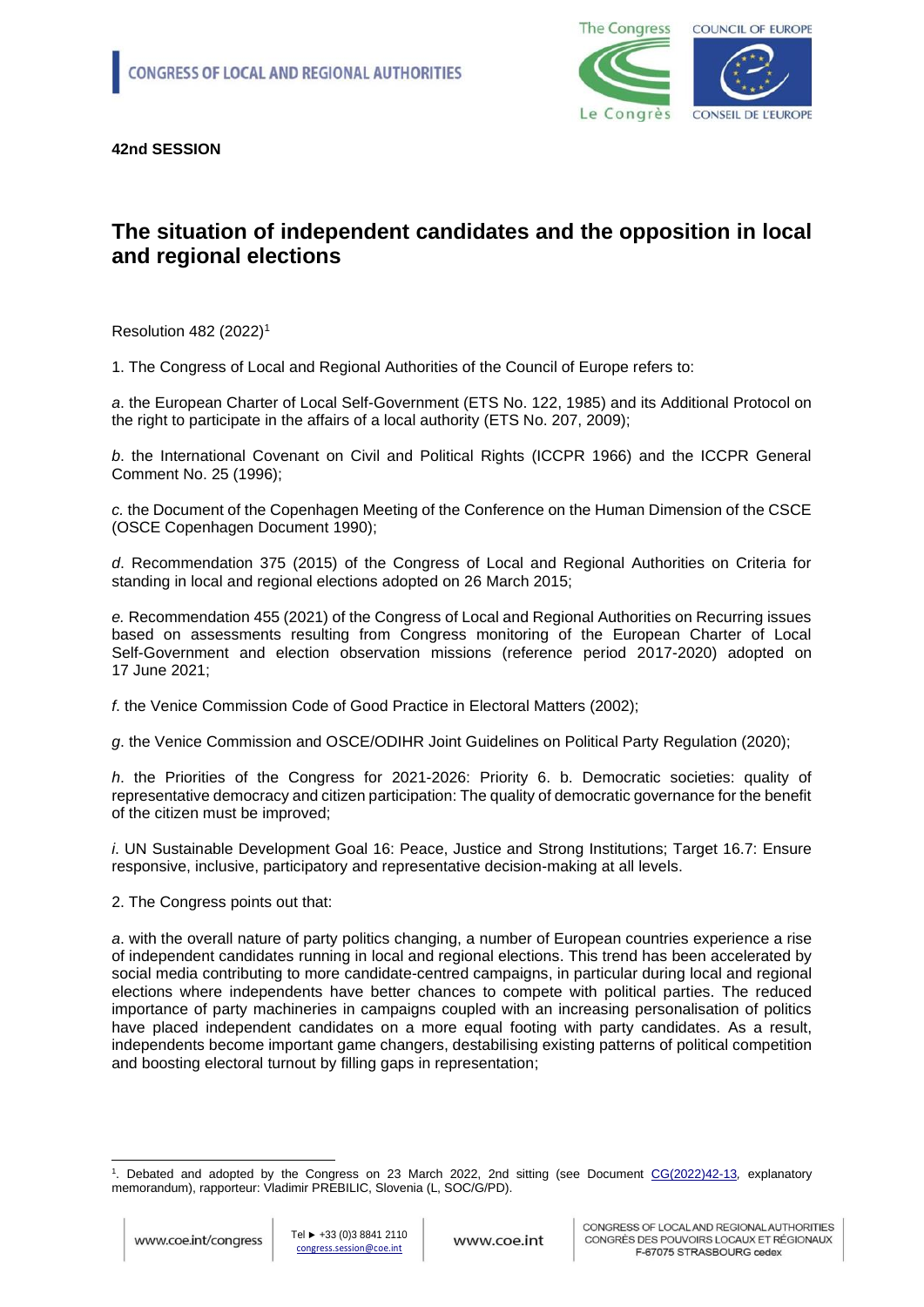**42nd SESSION**

# The situation of independent candidates and the opposition in local and regional elections

Resolution 482 (2022)[1]

1. The Congress of Local and Regional Authorities of the Council of Europe refers to:

*a*. the European Charter of Local Self-Government (ETS No. 122, 1985) and its Additional Protocol on the right to participate in the affairs of a local authority (ETS No. 207, 2009);

*b*. the International Covenant on Civil and Political Rights (ICCPR 1966) and the ICCPR General Comment No. 25 (1996);

*c.* the Document of the Copenhagen Meeting of the Conference on the Human Dimension of the CSCE (OSCE Copenhagen Document 1990);

*d*. Recommendation 375 (2015) of the Congress of Local and Regional Authorities on Criteria for standing in local and regional elections adopted on 26 March 2015;

*e.* Recommendation 455 (2021) of the Congress of Local and Regional Authorities on Recurring issues based on assessments resulting from Congress monitoring of the European Charter of Local Self-Government and election observation missions (reference period 2017-2020) adopted on 17 June 2021;

*f*. the Venice Commission Code of Good Practice in Electoral Matters (2002);

*g*. the Venice Commission and OSCE/ODIHR Joint Guidelines on Political Party Regulation (2020);

*h*. the Priorities of the Congress for 2021-2026: Priority 6. b. Democratic societies: quality of representative democracy and citizen participation: The quality of democratic governance for the benefit of the citizen must be improved;

*i*. UN Sustainable Development Goal 16: Peace, Justice and Strong Institutions; Target 16.7: Ensure responsive, inclusive, participatory and representative decision-making at all levels.

2. The Congress points out that:

*a*. with the overall nature of party politics changing, a number of European countries experience a rise of independent candidates running in local and regional elections. This trend has been accelerated by social media contributing to more candidate-centred campaigns, in particular during local and regional elections where independents have better chances to compete with political parties. The reduced importance of party machineries in campaigns coupled with an increasing personalisation of politics have placed independent candidates on a more equal footing with party candidates. As a result, independents become important game changers, destabilising existing patterns of political competition and boosting electoral turnout by filling gaps in representation;

[1]. Debated and adopted by the Congress on 23 March 2022, 2nd sitting (see Document CG(2022)42-13, explanatory memorandum), rapporteur: Vladimir PREBILIC, Slovenia (L, SOC/G/PD).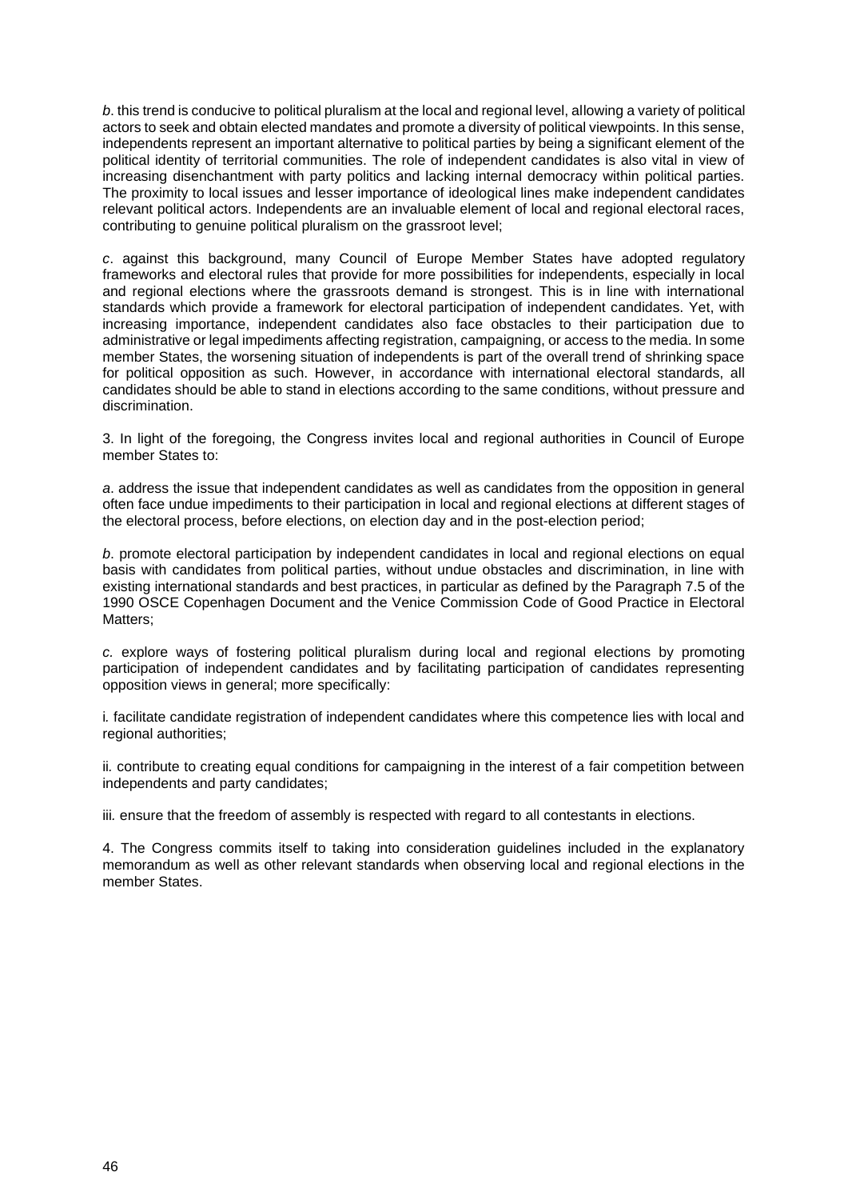*b*. this trend is conducive to political pluralism at the local and regional level, allowing a variety of political actors to seek and obtain elected mandates and promote a diversity of political viewpoints. In this sense, independents represent an important alternative to political parties by being a significant element of the political identity of territorial communities. The role of independent candidates is also vital in view of increasing disenchantment with party politics and lacking internal democracy within political parties. The proximity to local issues and lesser importance of ideological lines make independent candidates relevant political actors. Independents are an invaluable element of local and regional electoral races, contributing to genuine political pluralism on the grassroot level;

*c*. against this background, many Council of Europe Member States have adopted regulatory frameworks and electoral rules that provide for more possibilities for independents, especially in local and regional elections where the grassroots demand is strongest. This is in line with international standards which provide a framework for electoral participation of independent candidates. Yet, with increasing importance, independent candidates also face obstacles to their participation due to administrative or legal impediments affecting registration, campaigning, or access to the media. In some member States, the worsening situation of independents is part of the overall trend of shrinking space for political opposition as such. However, in accordance with international electoral standards, all candidates should be able to stand in elections according to the same conditions, without pressure and discrimination.

3. In light of the foregoing, the Congress invites local and regional authorities in Council of Europe member States to:

*a*. address the issue that independent candidates as well as candidates from the opposition in general often face undue impediments to their participation in local and regional elections at different stages of the electoral process, before elections, on election day and in the post-election period;

*b*. promote electoral participation by independent candidates in local and regional elections on equal basis with candidates from political parties, without undue obstacles and discrimination, in line with existing international standards and best practices, in particular as defined by the Paragraph 7.5 of the 1990 OSCE Copenhagen Document and the Venice Commission Code of Good Practice in Electoral Matters;

*c.* explore ways of fostering political pluralism during local and regional elections by promoting participation of independent candidates and by facilitating participation of candidates representing opposition views in general; more specifically:

i*.* facilitate candidate registration of independent candidates where this competence lies with local and regional authorities;

ii*.* contribute to creating equal conditions for campaigning in the interest of a fair competition between independents and party candidates;

iii*.* ensure that the freedom of assembly is respected with regard to all contestants in elections.

4. The Congress commits itself to taking into consideration guidelines included in the explanatory memorandum as well as other relevant standards when observing local and regional elections in the member States.